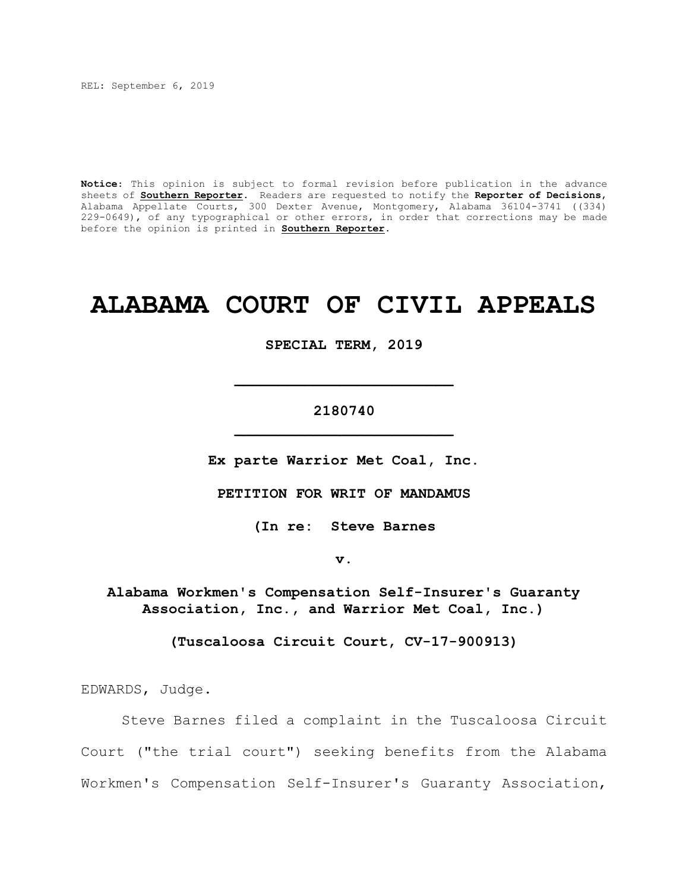REL: September 6, 2019

**Notice:** This opinion is subject to formal revision before publication in the advance sheets of **Southern Reporter**. Readers are requested to notify the **Reporter of Decisions**, Alabama Appellate Courts, 300 Dexter Avenue, Montgomery, Alabama 36104-3741 ((334) 229-0649), of any typographical or other errors, in order that corrections may be made before the opinion is printed in **Southern Reporter**.

# ALABAMA COURT OF CIVIL APPEALS

**SPECIAL TERM, 2019**

---

**2180740**

---

**Ex parte Warrior Met Coal, Inc.**

**PETITION FOR WRIT OF MANDAMUS**

**(In re: Steve Barnes**

**v.**

**Alabama Workmen's Compensation Self-Insurer's Guaranty Association, Inc., and Warrior Met Coal, Inc.)**

**(Tuscaloosa Circuit Court, CV-17-900913)**

EDWARDS, Judge.

Steve Barnes filed a complaint in the Tuscaloosa Circuit Court ("the trial court") seeking benefits from the Alabama Workmen's Compensation Self-Insurer's Guaranty Association,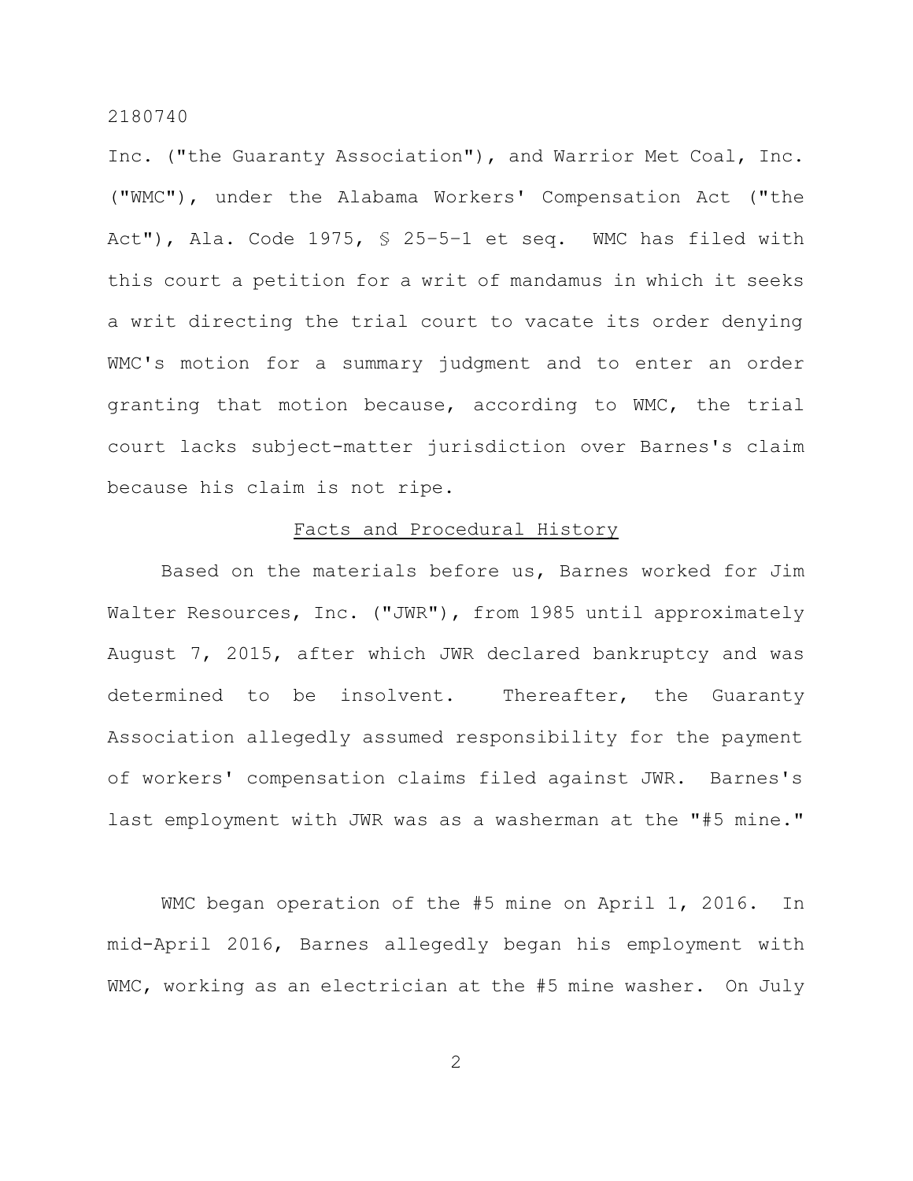Inc. ("the Guaranty Association"), and Warrior Met Coal, Inc. ("WMC"), under the Alabama Workers' Compensation Act ("the Act"), Ala. Code 1975, § 25–5–1 et seq. WMC has filed with this court a petition for a writ of mandamus in which it seeks a writ directing the trial court to vacate its order denying WMC's motion for a summary judgment and to enter an order granting that motion because, according to WMC, the trial court lacks subject-matter jurisdiction over Barnes's claim because his claim is not ripe.

## Facts and Procedural History

Based on the materials before us, Barnes worked for Jim Walter Resources, Inc. ("JWR"), from 1985 until approximately August 7, 2015, after which JWR declared bankruptcy and was determined to be insolvent. Thereafter, the Guaranty Association allegedly assumed responsibility for the payment of workers' compensation claims filed against JWR. Barnes's last employment with JWR was as a washerman at the "#5 mine."

WMC began operation of the #5 mine on April 1, 2016. In mid-April 2016, Barnes allegedly began his employment with WMC, working as an electrician at the #5 mine washer. On July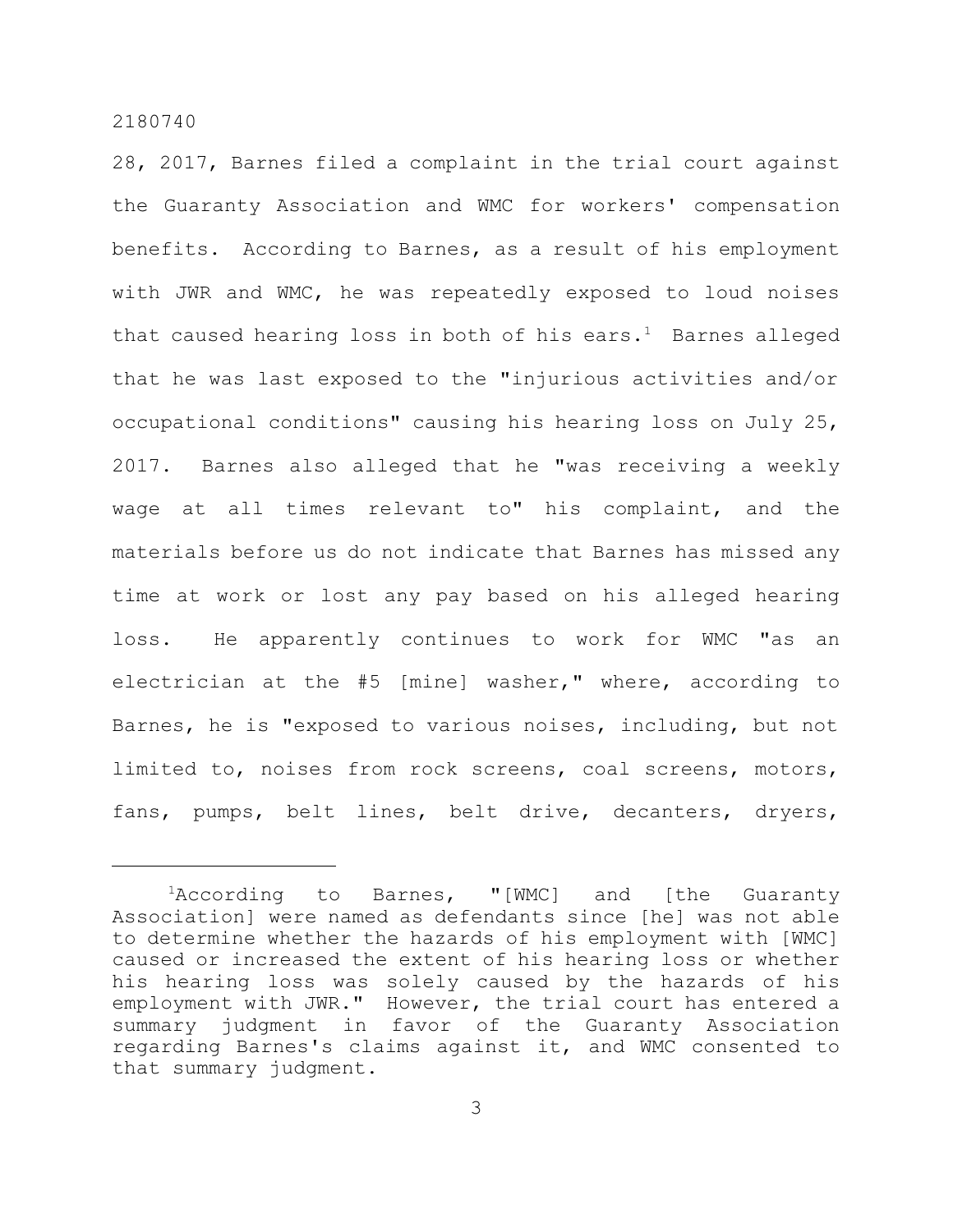28, 2017, Barnes filed a complaint in the trial court against the Guaranty Association and WMC for workers' compensation benefits. According to Barnes, as a result of his employment with JWR and WMC, he was repeatedly exposed to loud noises that caused hearing loss in both of his ears.[1] Barnes alleged that he was last exposed to the "injurious activities and/or occupational conditions" causing his hearing loss on July 25, 2017. Barnes also alleged that he "was receiving a weekly wage at all times relevant to" his complaint, and the materials before us do not indicate that Barnes has missed any time at work or lost any pay based on his alleged hearing loss. He apparently continues to work for WMC "as an electrician at the #5 [mine] washer," where, according to Barnes, he is "exposed to various noises, including, but not limited to, noises from rock screens, coal screens, motors, fans, pumps, belt lines, belt drive, decanters, dryers,

---

[1]According to Barnes, "[WMC] and [the Guaranty Association] were named as defendants since [he] was not able to determine whether the hazards of his employment with [WMC] caused or increased the extent of his hearing loss or whether his hearing loss was solely caused by the hazards of his employment with JWR." However, the trial court has entered a summary judgment in favor of the Guaranty Association regarding Barnes's claims against it, and WMC consented to that summary judgment.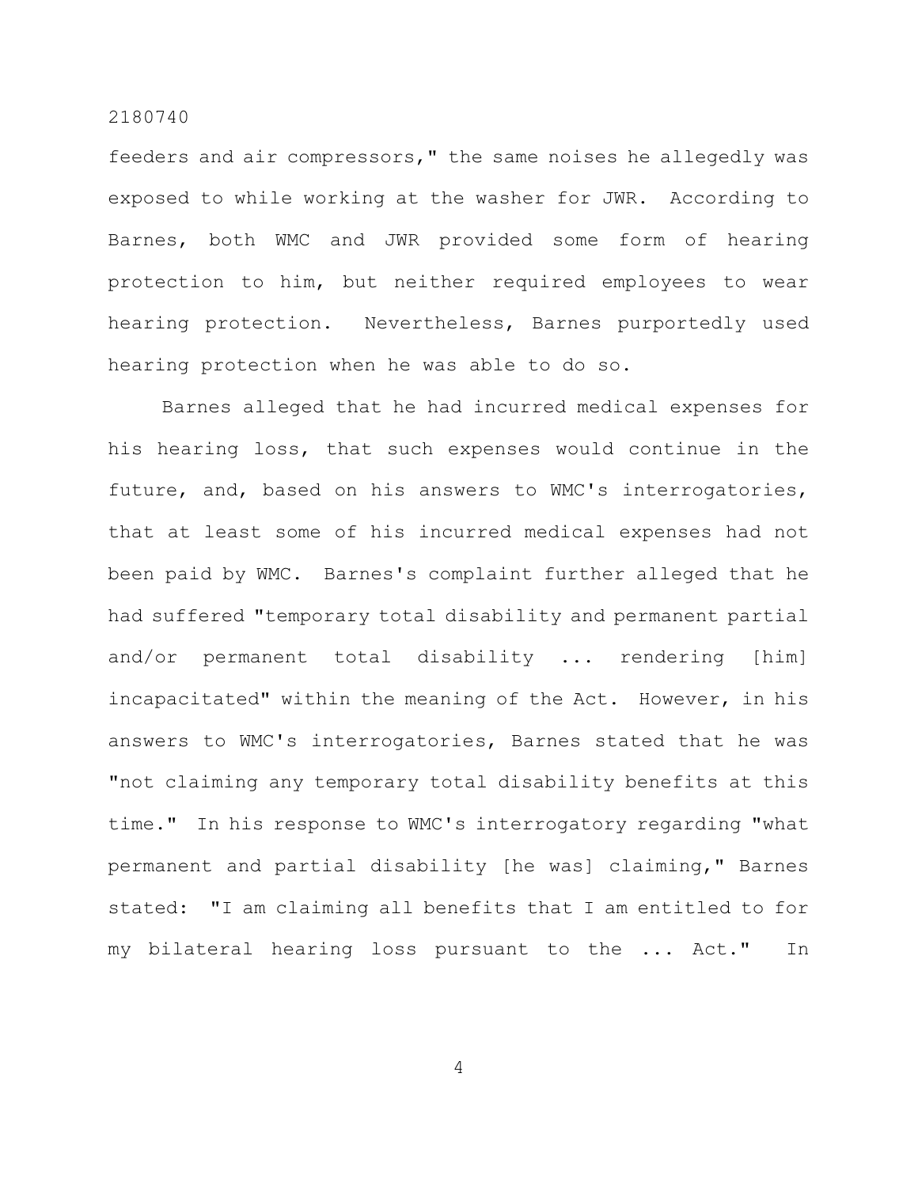feeders and air compressors," the same noises he allegedly was exposed to while working at the washer for JWR. According to Barnes, both WMC and JWR provided some form of hearing protection to him, but neither required employees to wear hearing protection. Nevertheless, Barnes purportedly used hearing protection when he was able to do so.

Barnes alleged that he had incurred medical expenses for his hearing loss, that such expenses would continue in the future, and, based on his answers to WMC's interrogatories, that at least some of his incurred medical expenses had not been paid by WMC. Barnes's complaint further alleged that he had suffered "temporary total disability and permanent partial and/or permanent total disability ... rendering [him] incapacitated" within the meaning of the Act. However, in his answers to WMC's interrogatories, Barnes stated that he was "not claiming any temporary total disability benefits at this time." In his response to WMC's interrogatory regarding "what permanent and partial disability [he was] claiming," Barnes stated: "I am claiming all benefits that I am entitled to for my bilateral hearing loss pursuant to the ... Act." In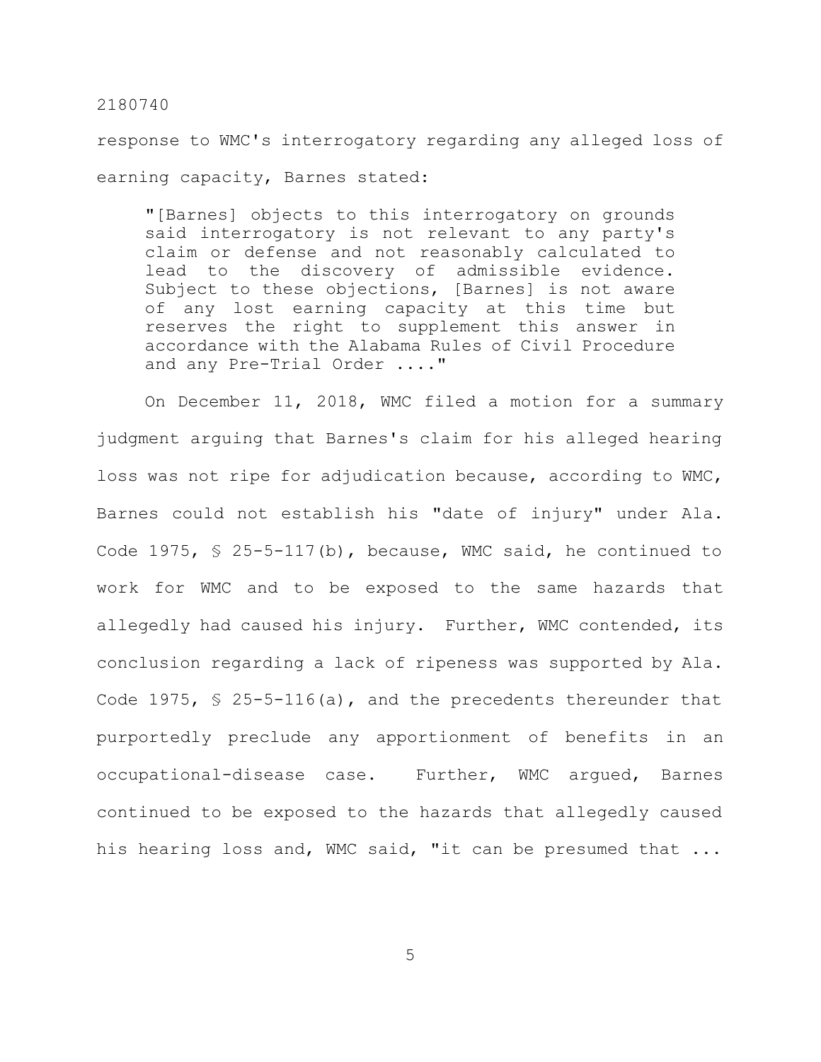response to WMC's interrogatory regarding any alleged loss of earning capacity, Barnes stated:

> "[Barnes] objects to this interrogatory on grounds said interrogatory is not relevant to any party's claim or defense and not reasonably calculated to lead to the discovery of admissible evidence. Subject to these objections, [Barnes] is not aware of any lost earning capacity at this time but reserves the right to supplement this answer in accordance with the Alabama Rules of Civil Procedure and any Pre-Trial Order ...."

On December 11, 2018, WMC filed a motion for a summary judgment arguing that Barnes's claim for his alleged hearing loss was not ripe for adjudication because, according to WMC, Barnes could not establish his "date of injury" under Ala. Code 1975, § 25-5-117(b), because, WMC said, he continued to work for WMC and to be exposed to the same hazards that allegedly had caused his injury. Further, WMC contended, its conclusion regarding a lack of ripeness was supported by Ala. Code 1975, § 25-5-116(a), and the precedents thereunder that purportedly preclude any apportionment of benefits in an occupational-disease case. Further, WMC argued, Barnes continued to be exposed to the hazards that allegedly caused his hearing loss and, WMC said, "it can be presumed that ...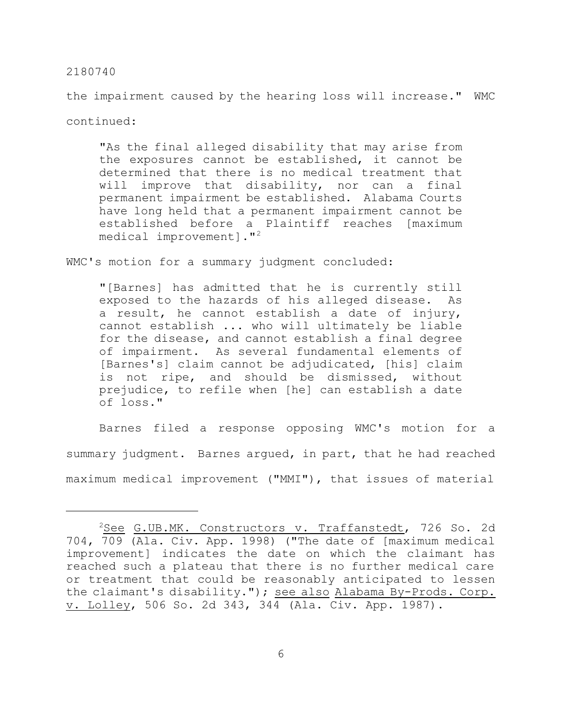the impairment caused by the hearing loss will increase." WMC continued:

> "As the final alleged disability that may arise from the exposures cannot be established, it cannot be determined that there is no medical treatment that will improve that disability, nor can a final permanent impairment be established. Alabama Courts have long held that a permanent impairment cannot be established before a Plaintiff reaches [maximum medical improvement]."[2]

WMC's motion for a summary judgment concluded:

> "[Barnes] has admitted that he is currently still exposed to the hazards of his alleged disease. As a result, he cannot establish a date of injury, cannot establish ... who will ultimately be liable for the disease, and cannot establish a final degree of impairment. As several fundamental elements of [Barnes's] claim cannot be adjudicated, [his] claim is not ripe, and should be dismissed, without prejudice, to refile when [he] can establish a date of loss."

Barnes filed a response opposing WMC's motion for a summary judgment. Barnes argued, in part, that he had reached maximum medical improvement ("MMI"), that issues of material

---

[2]See G.UB.MK. Constructors v. Traffanstedt, 726 So. 2d 704, 709 (Ala. Civ. App. 1998) ("The date of [maximum medical improvement] indicates the date on which the claimant has reached such a plateau that there is no further medical care or treatment that could be reasonably anticipated to lessen the claimant's disability."); see also Alabama By-Prods. Corp. v. Lolley, 506 So. 2d 343, 344 (Ala. Civ. App. 1987).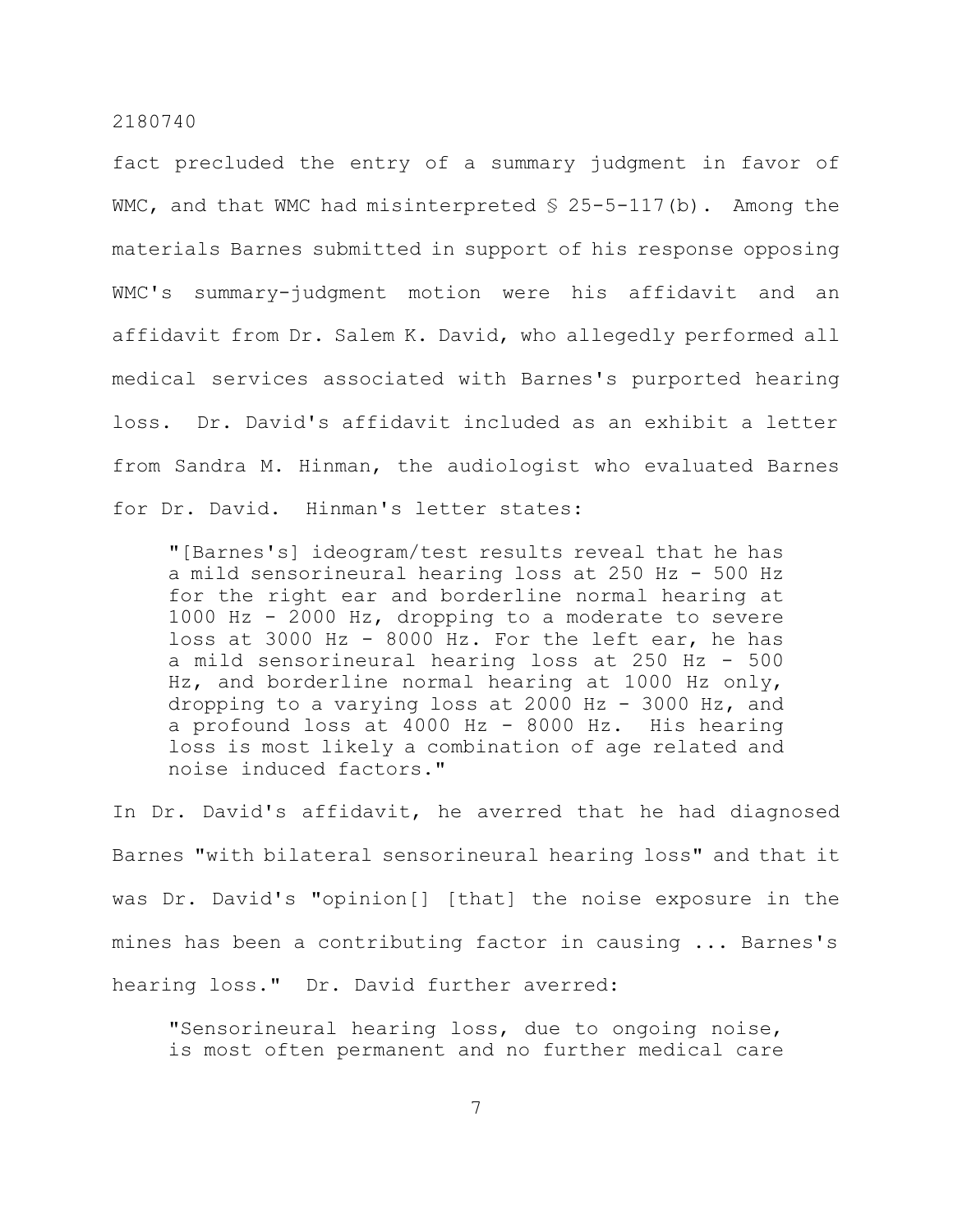fact precluded the entry of a summary judgment in favor of WMC, and that WMC had misinterpreted § 25-5-117(b). Among the materials Barnes submitted in support of his response opposing WMC's summary-judgment motion were his affidavit and an affidavit from Dr. Salem K. David, who allegedly performed all medical services associated with Barnes's purported hearing loss. Dr. David's affidavit included as an exhibit a letter from Sandra M. Hinman, the audiologist who evaluated Barnes for Dr. David. Hinman's letter states:

> "[Barnes's] ideogram/test results reveal that he has a mild sensorineural hearing loss at 250 Hz - 500 Hz for the right ear and borderline normal hearing at 1000 Hz - 2000 Hz, dropping to a moderate to severe loss at 3000 Hz - 8000 Hz. For the left ear, he has a mild sensorineural hearing loss at 250 Hz - 500 Hz, and borderline normal hearing at 1000 Hz only, dropping to a varying loss at 2000 Hz - 3000 Hz, and a profound loss at 4000 Hz - 8000 Hz. His hearing loss is most likely a combination of age related and noise induced factors."

In Dr. David's affidavit, he averred that he had diagnosed Barnes "with bilateral sensorineural hearing loss" and that it was Dr. David's "opinion[] [that] the noise exposure in the mines has been a contributing factor in causing ... Barnes's hearing loss." Dr. David further averred:

> "Sensorineural hearing loss, due to ongoing noise, is most often permanent and no further medical care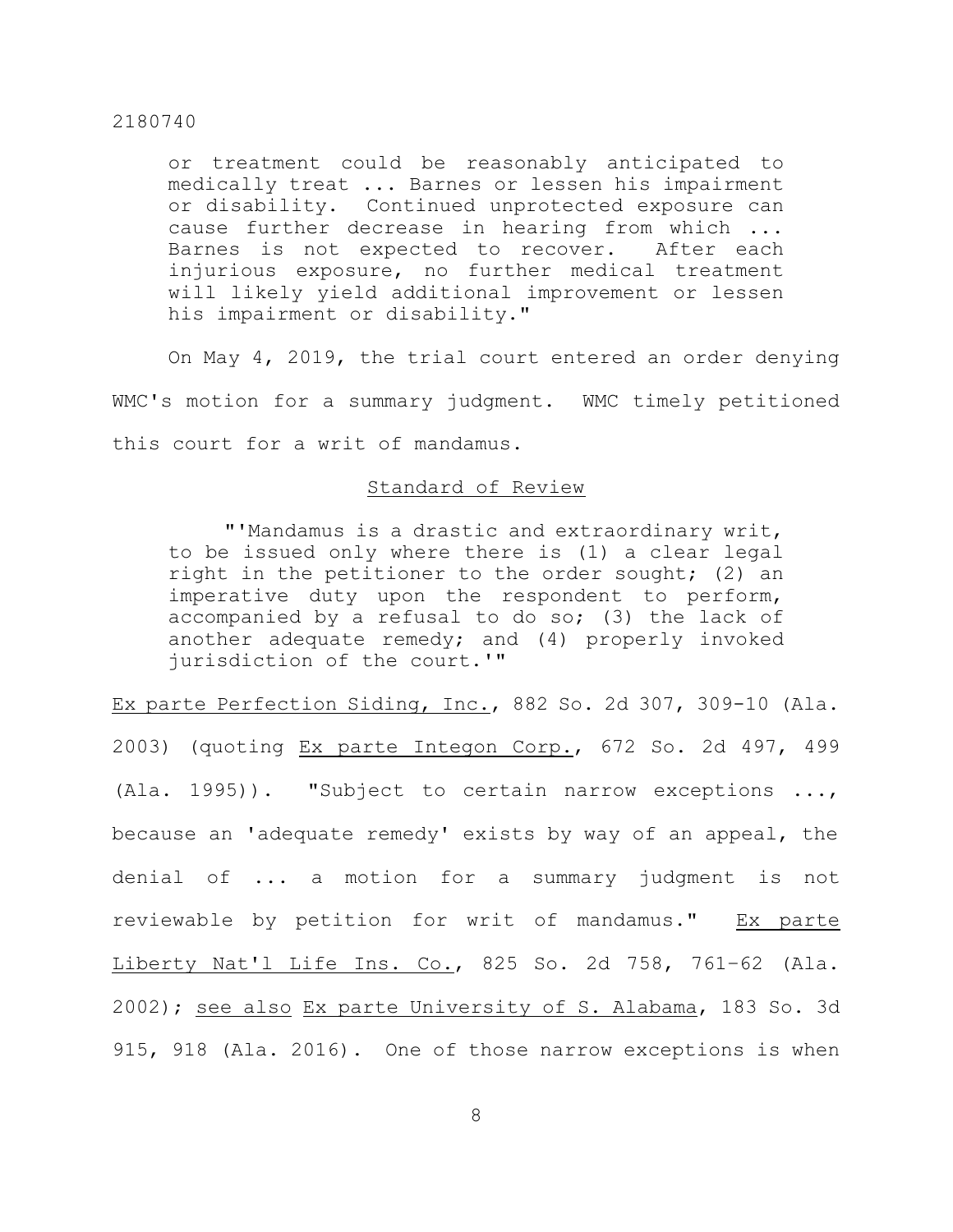> or treatment could be reasonably anticipated to medically treat ... Barnes or lessen his impairment or disability. Continued unprotected exposure can cause further decrease in hearing from which ... Barnes is not expected to recover. After each injurious exposure, no further medical treatment will likely yield additional improvement or lessen his impairment or disability."

On May 4, 2019, the trial court entered an order denying WMC's motion for a summary judgment. WMC timely petitioned this court for a writ of mandamus.

## Standard of Review

> "'Mandamus is a drastic and extraordinary writ, to be issued only where there is (1) a clear legal right in the petitioner to the order sought; (2) an imperative duty upon the respondent to perform, accompanied by a refusal to do so; (3) the lack of another adequate remedy; and (4) properly invoked jurisdiction of the court.'"

Ex parte Perfection Siding, Inc., 882 So. 2d 307, 309-10 (Ala. 2003) (quoting Ex parte Integon Corp., 672 So. 2d 497, 499 (Ala. 1995)). "Subject to certain narrow exceptions ..., because an 'adequate remedy' exists by way of an appeal, the denial of ... a motion for a summary judgment is not reviewable by petition for writ of mandamus." Ex parte Liberty Nat'l Life Ins. Co., 825 So. 2d 758, 761–62 (Ala. 2002); see also Ex parte University of S. Alabama, 183 So. 3d 915, 918 (Ala. 2016). One of those narrow exceptions is when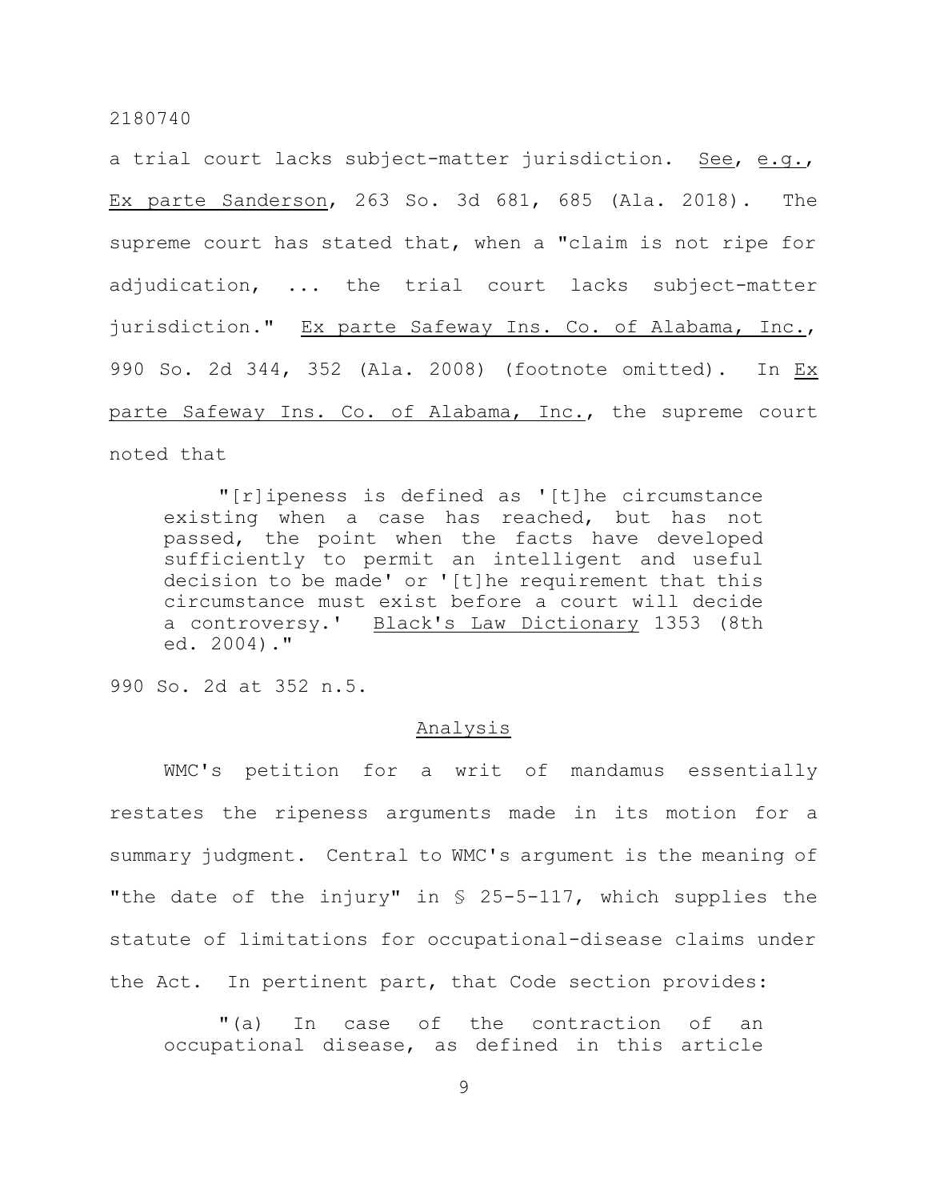a trial court lacks subject-matter jurisdiction. See, e.g., Ex parte Sanderson, 263 So. 3d 681, 685 (Ala. 2018). The supreme court has stated that, when a "claim is not ripe for adjudication, ... the trial court lacks subject-matter jurisdiction." Ex parte Safeway Ins. Co. of Alabama, Inc., 990 So. 2d 344, 352 (Ala. 2008) (footnote omitted). In Ex parte Safeway Ins. Co. of Alabama, Inc., the supreme court noted that

> "[r]ipeness is defined as '[t]he circumstance existing when a case has reached, but has not passed, the point when the facts have developed sufficiently to permit an intelligent and useful decision to be made' or '[t]he requirement that this circumstance must exist before a court will decide a controversy.' Black's Law Dictionary 1353 (8th ed. 2004)."

990 So. 2d at 352 n.5.

## Analysis

WMC's petition for a writ of mandamus essentially restates the ripeness arguments made in its motion for a summary judgment. Central to WMC's argument is the meaning of "the date of the injury" in § 25-5-117, which supplies the statute of limitations for occupational-disease claims under the Act. In pertinent part, that Code section provides:

> "(a) In case of the contraction of an occupational disease, as defined in this article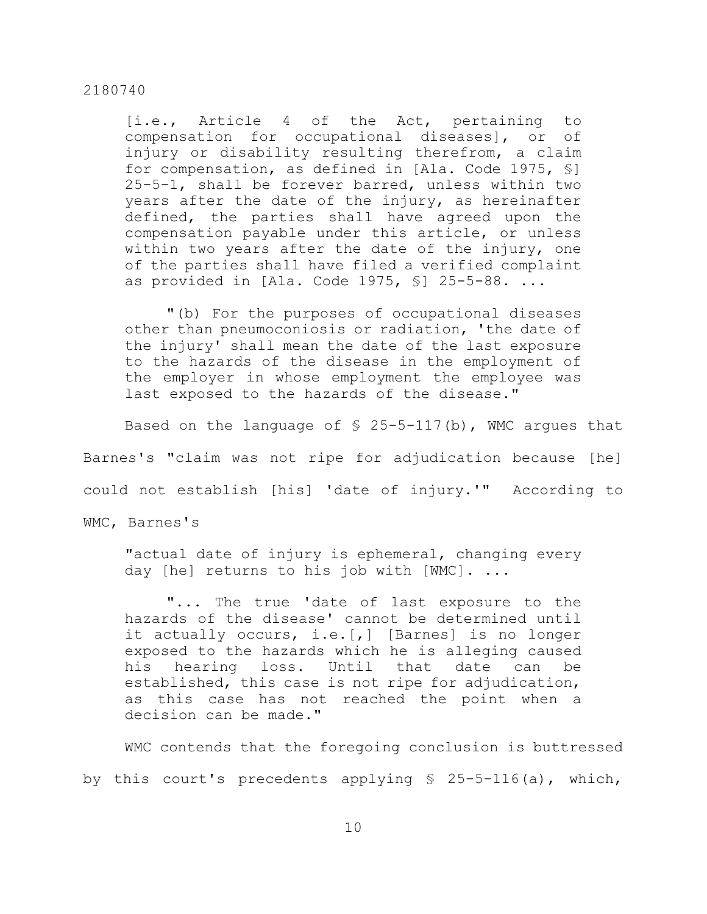> [i.e., Article 4 of the Act, pertaining to compensation for occupational diseases], or of injury or disability resulting therefrom, a claim for compensation, as defined in [Ala. Code 1975, §] 25-5-1, shall be forever barred, unless within two years after the date of the injury, as hereinafter defined, the parties shall have agreed upon the compensation payable under this article, or unless within two years after the date of the injury, one of the parties shall have filed a verified complaint as provided in [Ala. Code 1975, §] 25-5-88. ...
>
> "(b) For the purposes of occupational diseases other than pneumoconiosis or radiation, 'the date of the injury' shall mean the date of the last exposure to the hazards of the disease in the employment of the employer in whose employment the employee was last exposed to the hazards of the disease."

Based on the language of § 25-5-117(b), WMC argues that Barnes's "claim was not ripe for adjudication because [he] could not establish [his] 'date of injury.'" According to WMC, Barnes's

> "actual date of injury is ephemeral, changing every day [he] returns to his job with [WMC]. ...
>
> "... The true 'date of last exposure to the hazards of the disease' cannot be determined until it actually occurs, i.e.[,] [Barnes] is no longer exposed to the hazards which he is alleging caused his hearing loss. Until that date can be established, this case is not ripe for adjudication, as this case has not reached the point when a decision can be made."

WMC contends that the foregoing conclusion is buttressed by this court's precedents applying § 25-5-116(a), which,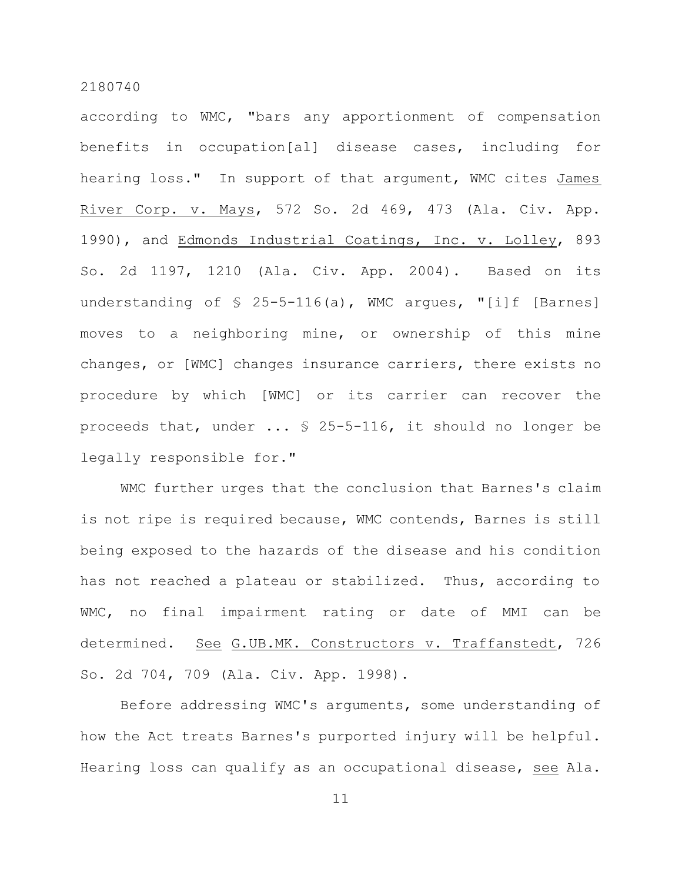according to WMC, "bars any apportionment of compensation benefits in occupation[al] disease cases, including for hearing loss." In support of that argument, WMC cites James River Corp. v. Mays, 572 So. 2d 469, 473 (Ala. Civ. App. 1990), and Edmonds Industrial Coatings, Inc. v. Lolley, 893 So. 2d 1197, 1210 (Ala. Civ. App. 2004). Based on its understanding of § 25-5-116(a), WMC argues, "[i]f [Barnes] moves to a neighboring mine, or ownership of this mine changes, or [WMC] changes insurance carriers, there exists no procedure by which [WMC] or its carrier can recover the proceeds that, under ... § 25-5-116, it should no longer be legally responsible for."

WMC further urges that the conclusion that Barnes's claim is not ripe is required because, WMC contends, Barnes is still being exposed to the hazards of the disease and his condition has not reached a plateau or stabilized. Thus, according to WMC, no final impairment rating or date of MMI can be determined. See G.UB.MK. Constructors v. Traffanstedt, 726 So. 2d 704, 709 (Ala. Civ. App. 1998).

Before addressing WMC's arguments, some understanding of how the Act treats Barnes's purported injury will be helpful. Hearing loss can qualify as an occupational disease, see Ala.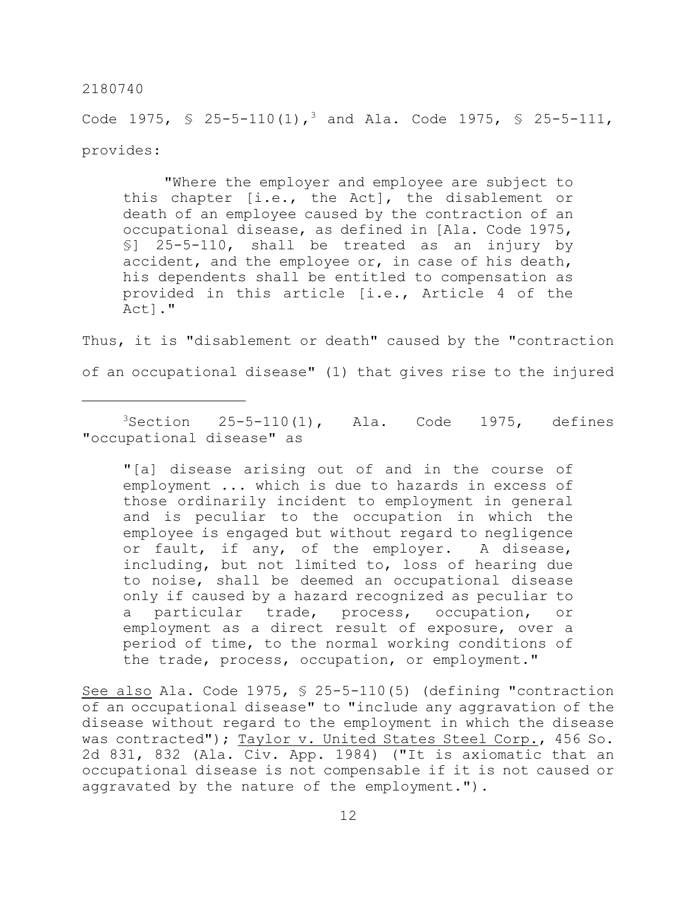Code 1975, § 25-5-110(1),[3] and Ala. Code 1975, § 25-5-111, provides:

> "Where the employer and employee are subject to this chapter [i.e., the Act], the disablement or death of an employee caused by the contraction of an occupational disease, as defined in [Ala. Code 1975, §] 25-5-110, shall be treated as an injury by accident, and the employee or, in case of his death, his dependents shall be entitled to compensation as provided in this article [i.e., Article 4 of the Act]."

Thus, it is "disablement or death" caused by the "contraction of an occupational disease" (1) that gives rise to the injured

---

[3]Section 25-5-110(1), Ala. Code 1975, defines "occupational disease" as

> "[a] disease arising out of and in the course of employment ... which is due to hazards in excess of those ordinarily incident to employment in general and is peculiar to the occupation in which the employee is engaged but without regard to negligence or fault, if any, of the employer. A disease, including, but not limited to, loss of hearing due to noise, shall be deemed an occupational disease only if caused by a hazard recognized as peculiar to a particular trade, process, occupation, or employment as a direct result of exposure, over a period of time, to the normal working conditions of the trade, process, occupation, or employment."

See also Ala. Code 1975, § 25-5-110(5) (defining "contraction of an occupational disease" to "include any aggravation of the disease without regard to the employment in which the disease was contracted"); Taylor v. United States Steel Corp., 456 So. 2d 831, 832 (Ala. Civ. App. 1984) ("It is axiomatic that an occupational disease is not compensable if it is not caused or aggravated by the nature of the employment.").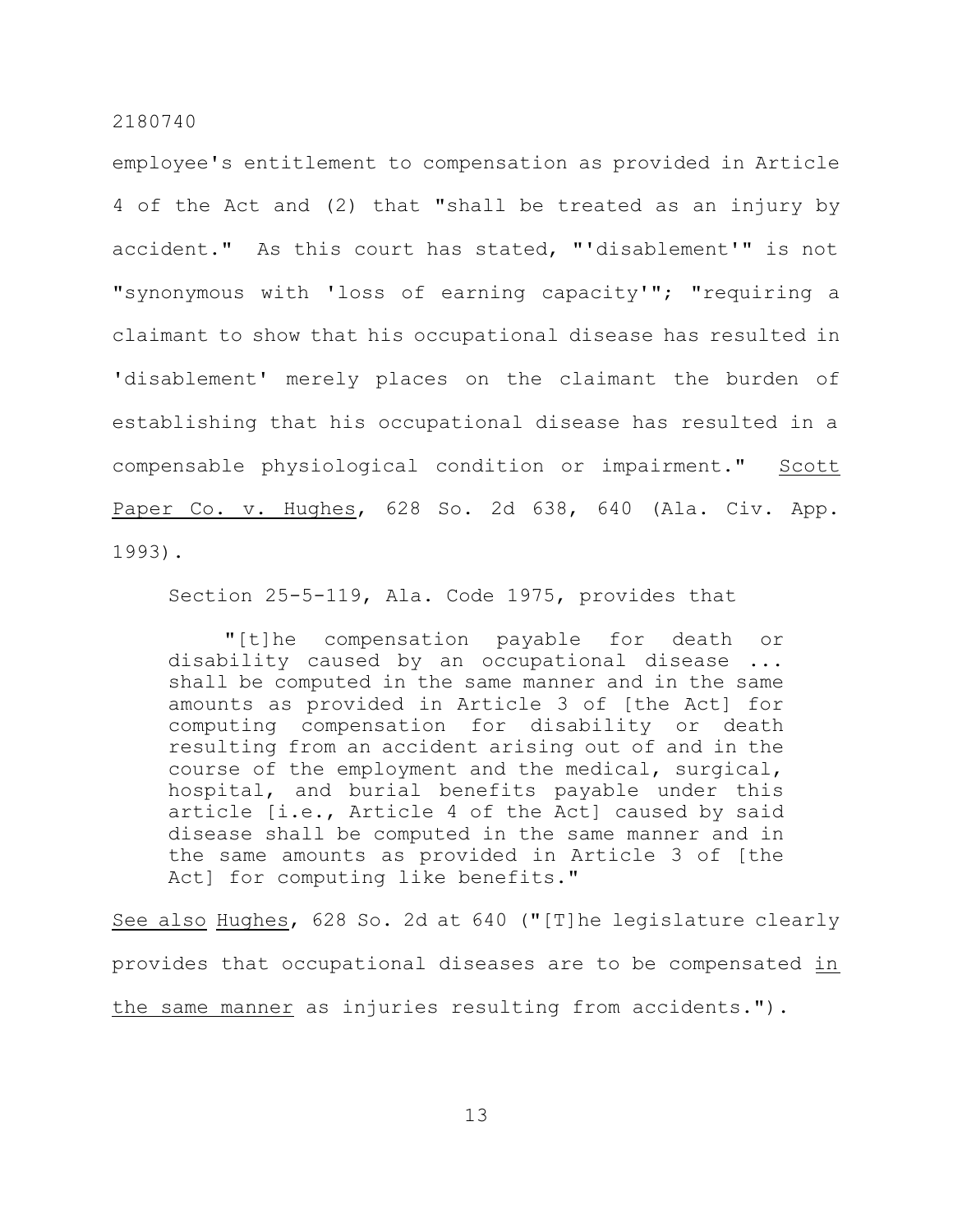employee's entitlement to compensation as provided in Article 4 of the Act and (2) that "shall be treated as an injury by accident." As this court has stated, "'disablement'" is not "synonymous with 'loss of earning capacity'"; "requiring a claimant to show that his occupational disease has resulted in 'disablement' merely places on the claimant the burden of establishing that his occupational disease has resulted in a compensable physiological condition or impairment." _Scott Paper Co. v. Hughes_, 628 So. 2d 638, 640 (Ala. Civ. App. 1993).

Section 25-5-119, Ala. Code 1975, provides that

> "[t]he compensation payable for death or disability caused by an occupational disease ... shall be computed in the same manner and in the same amounts as provided in Article 3 of [the Act] for computing compensation for disability or death resulting from an accident arising out of and in the course of the employment and the medical, surgical, hospital, and burial benefits payable under this article [i.e., Article 4 of the Act] caused by said disease shall be computed in the same manner and in the same amounts as provided in Article 3 of [the Act] for computing like benefits."

_See also_ _Hughes_, 628 So. 2d at 640 ("[T]he legislature clearly provides that occupational diseases are to be compensated _in the same manner_ as injuries resulting from accidents.").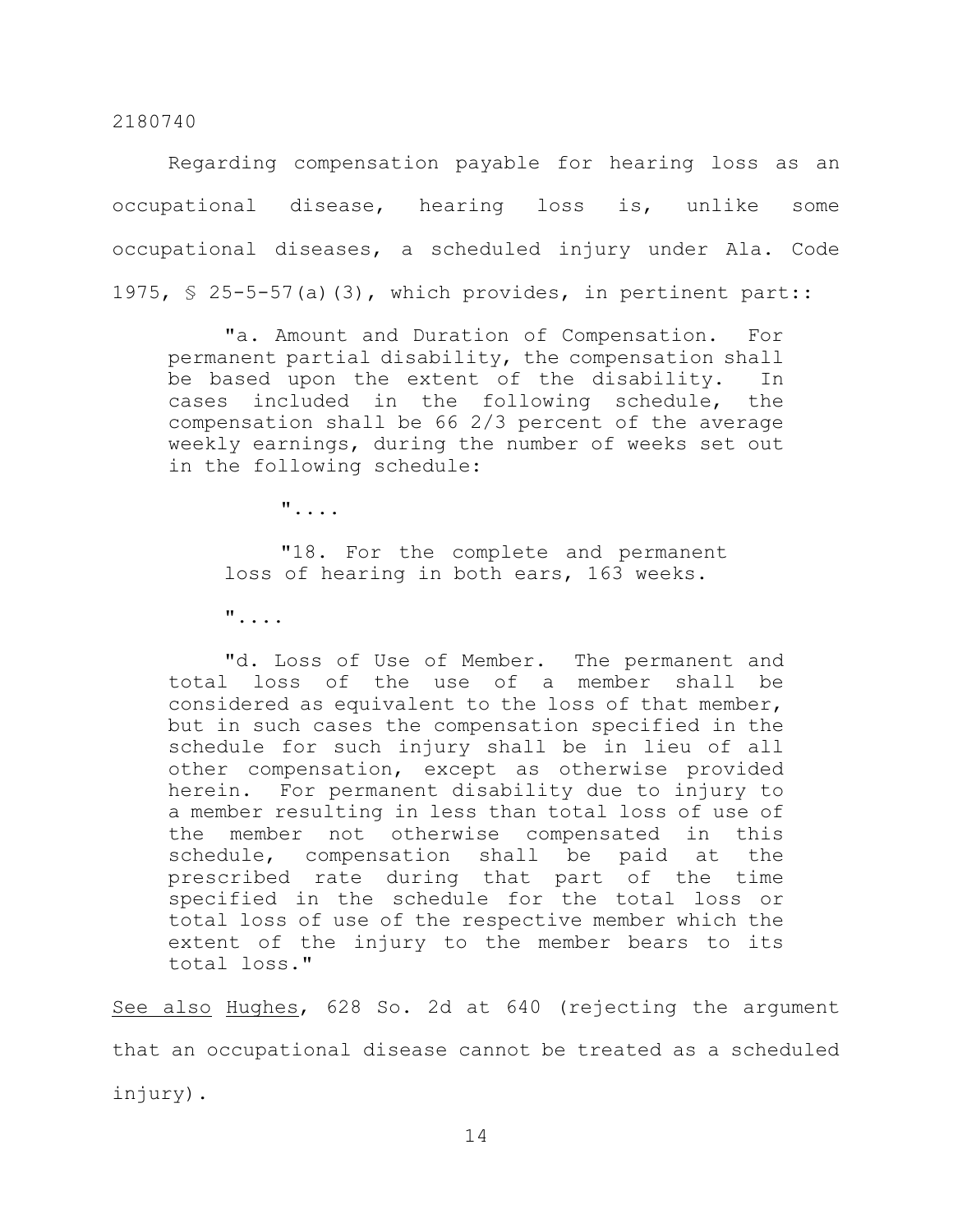Regarding compensation payable for hearing loss as an occupational disease, hearing loss is, unlike some occupational diseases, a scheduled injury under Ala. Code 1975, § 25-5-57(a)(3), which provides, in pertinent part::

> "a. Amount and Duration of Compensation. For permanent partial disability, the compensation shall be based upon the extent of the disability. In cases included in the following schedule, the compensation shall be 66 2/3 percent of the average weekly earnings, during the number of weeks set out in the following schedule:
>
> > "....
> >
> > "18. For the complete and permanent loss of hearing in both ears, 163 weeks.
> >
> > "....
>
> "d. Loss of Use of Member. The permanent and total loss of the use of a member shall be considered as equivalent to the loss of that member, but in such cases the compensation specified in the schedule for such injury shall be in lieu of all other compensation, except as otherwise provided herein. For permanent disability due to injury to a member resulting in less than total loss of use of the member not otherwise compensated in this schedule, compensation shall be paid at the prescribed rate during that part of the time specified in the schedule for the total loss or total loss of use of the respective member which the extent of the injury to the member bears to its total loss."

See also Hughes, 628 So. 2d at 640 (rejecting the argument that an occupational disease cannot be treated as a scheduled injury).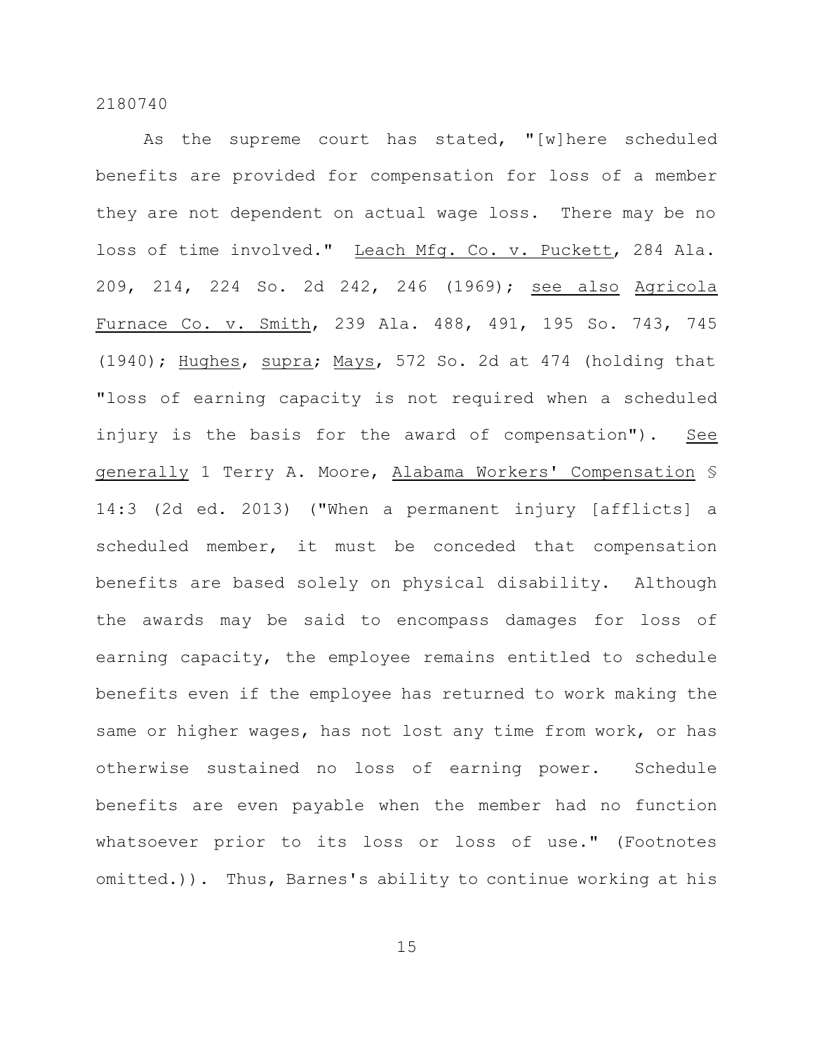As the supreme court has stated, "[w]here scheduled benefits are provided for compensation for loss of a member they are not dependent on actual wage loss. There may be no loss of time involved." Leach Mfg. Co. v. Puckett, 284 Ala. 209, 214, 224 So. 2d 242, 246 (1969); see also Agricola Furnace Co. v. Smith, 239 Ala. 488, 491, 195 So. 743, 745 (1940); Hughes, supra; Mays, 572 So. 2d at 474 (holding that "loss of earning capacity is not required when a scheduled injury is the basis for the award of compensation"). See generally 1 Terry A. Moore, Alabama Workers' Compensation § 14:3 (2d ed. 2013) ("When a permanent injury [afflicts] a scheduled member, it must be conceded that compensation benefits are based solely on physical disability. Although the awards may be said to encompass damages for loss of earning capacity, the employee remains entitled to schedule benefits even if the employee has returned to work making the same or higher wages, has not lost any time from work, or has otherwise sustained no loss of earning power. Schedule benefits are even payable when the member had no function whatsoever prior to its loss or loss of use." (Footnotes omitted.)). Thus, Barnes's ability to continue working at his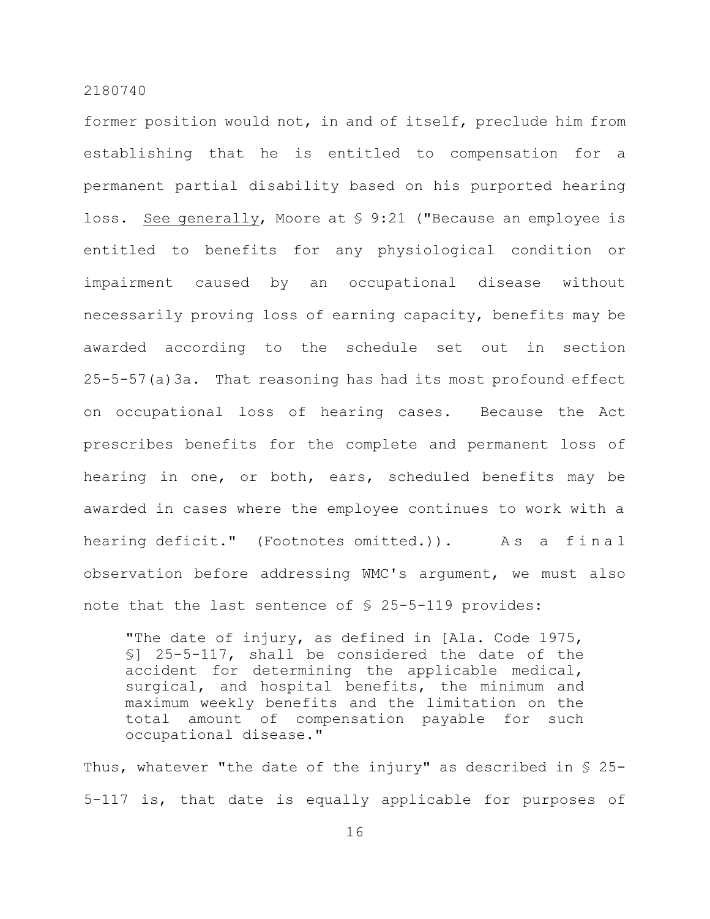former position would not, in and of itself, preclude him from establishing that he is entitled to compensation for a permanent partial disability based on his purported hearing loss. See generally, Moore at § 9:21 ("Because an employee is entitled to benefits for any physiological condition or impairment caused by an occupational disease without necessarily proving loss of earning capacity, benefits may be awarded according to the schedule set out in section 25-5-57(a)3a. That reasoning has had its most profound effect on occupational loss of hearing cases. Because the Act prescribes benefits for the complete and permanent loss of hearing in one, or both, ears, scheduled benefits may be awarded in cases where the employee continues to work with a hearing deficit." (Footnotes omitted.)). As a final observation before addressing WMC's argument, we must also note that the last sentence of § 25-5-119 provides:

> "The date of injury, as defined in [Ala. Code 1975, §] 25-5-117, shall be considered the date of the accident for determining the applicable medical, surgical, and hospital benefits, the minimum and maximum weekly benefits and the limitation on the total amount of compensation payable for such occupational disease."

Thus, whatever "the date of the injury" as described in § 25-5-117 is, that date is equally applicable for purposes of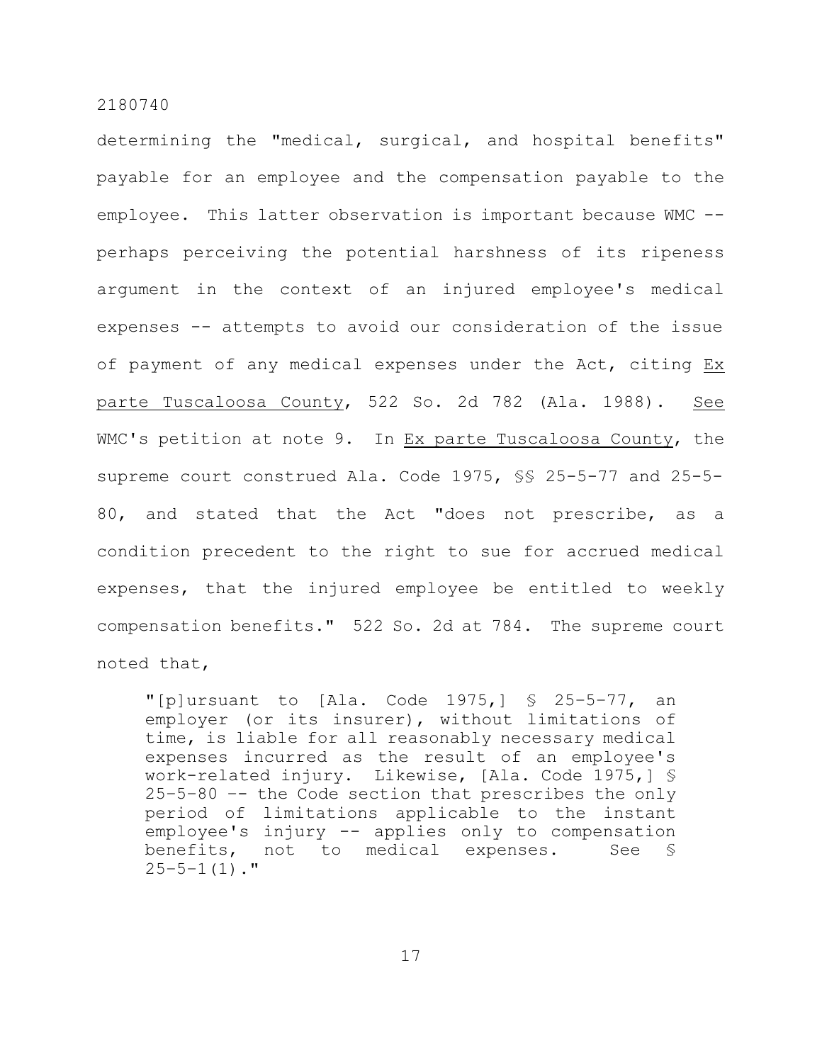determining the "medical, surgical, and hospital benefits" payable for an employee and the compensation payable to the employee. This latter observation is important because WMC -- perhaps perceiving the potential harshness of its ripeness argument in the context of an injured employee's medical expenses -- attempts to avoid our consideration of the issue of payment of any medical expenses under the Act, citing Ex parte Tuscaloosa County, 522 So. 2d 782 (Ala. 1988). See WMC's petition at note 9. In Ex parte Tuscaloosa County, the supreme court construed Ala. Code 1975, §§ 25-5-77 and 25-5-80, and stated that the Act "does not prescribe, as a condition precedent to the right to sue for accrued medical expenses, that the injured employee be entitled to weekly compensation benefits." 522 So. 2d at 784. The supreme court noted that,

> "[p]ursuant to [Ala. Code 1975,] § 25–5–77, an employer (or its insurer), without limitations of time, is liable for all reasonably necessary medical expenses incurred as the result of an employee's work-related injury. Likewise, [Ala. Code 1975,] § 25–5–80 -- the Code section that prescribes the only period of limitations applicable to the instant employee's injury -- applies only to compensation benefits, not to medical expenses. See § 25–5–1(1)."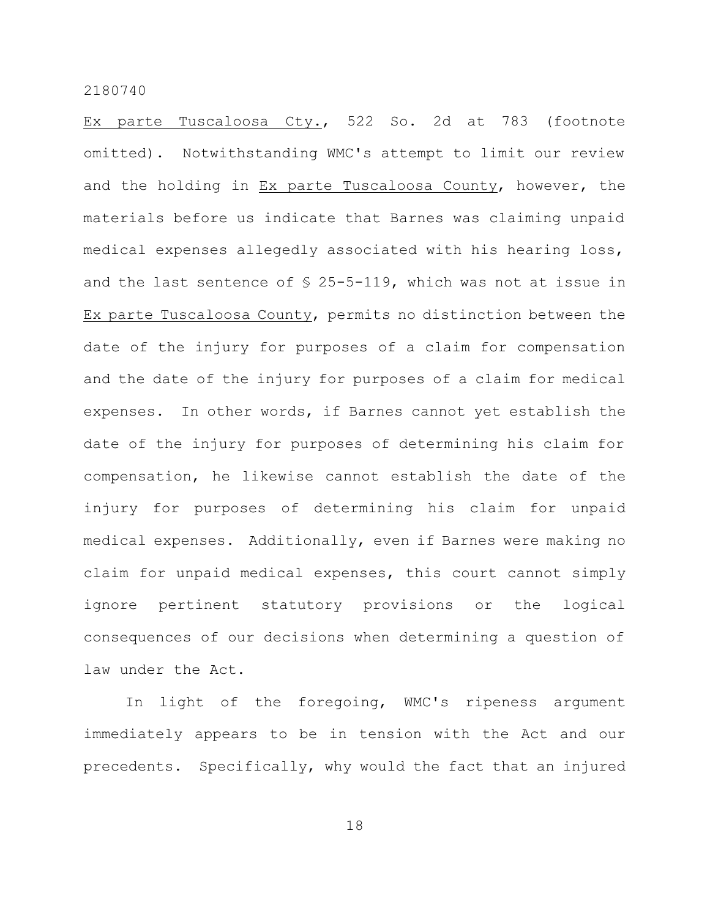Ex parte Tuscaloosa Cty., 522 So. 2d at 783 (footnote omitted). Notwithstanding WMC's attempt to limit our review and the holding in Ex parte Tuscaloosa County, however, the materials before us indicate that Barnes was claiming unpaid medical expenses allegedly associated with his hearing loss, and the last sentence of § 25-5-119, which was not at issue in Ex parte Tuscaloosa County, permits no distinction between the date of the injury for purposes of a claim for compensation and the date of the injury for purposes of a claim for medical expenses. In other words, if Barnes cannot yet establish the date of the injury for purposes of determining his claim for compensation, he likewise cannot establish the date of the injury for purposes of determining his claim for unpaid medical expenses. Additionally, even if Barnes were making no claim for unpaid medical expenses, this court cannot simply ignore pertinent statutory provisions or the logical consequences of our decisions when determining a question of law under the Act.

In light of the foregoing, WMC's ripeness argument immediately appears to be in tension with the Act and our precedents. Specifically, why would the fact that an injured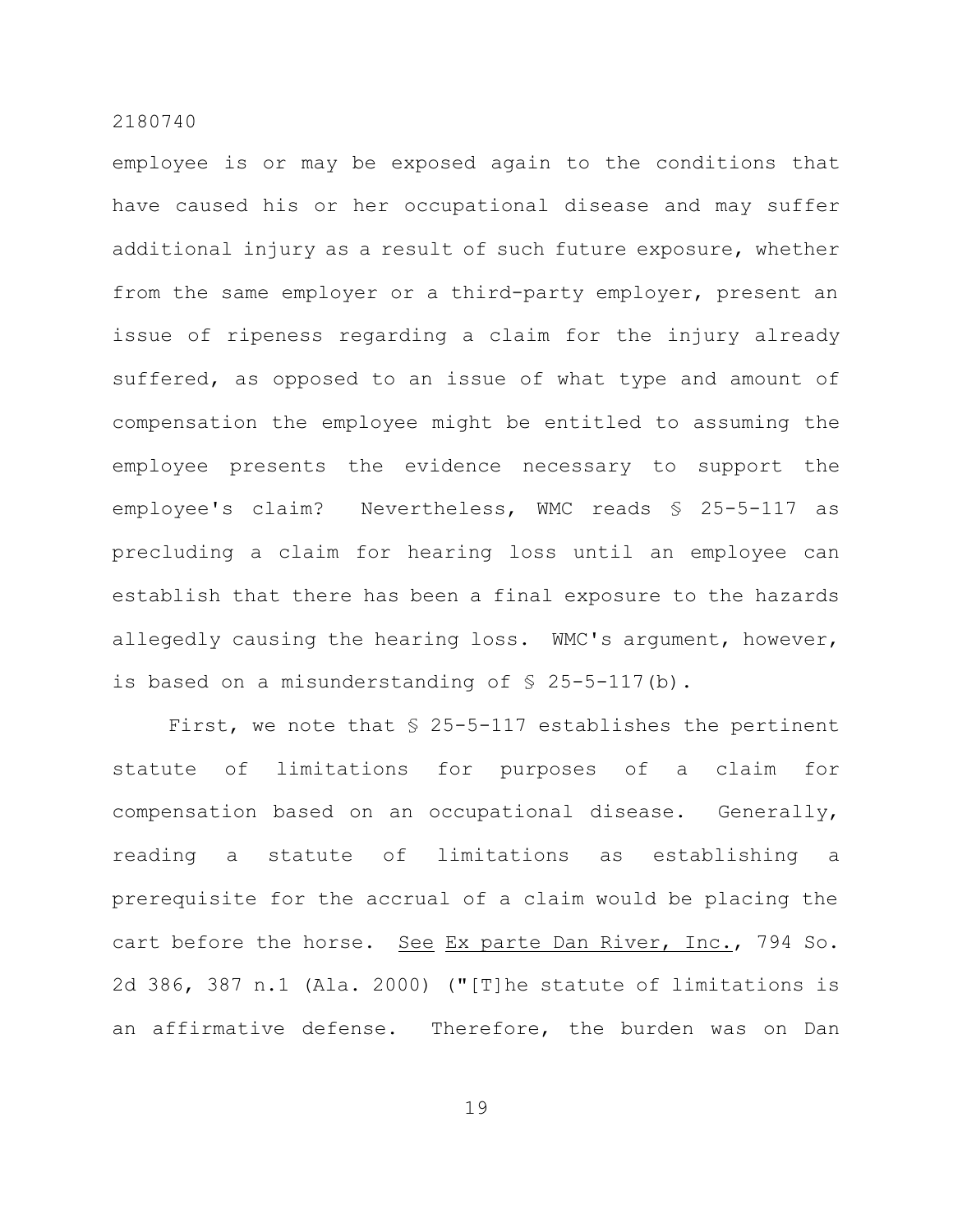employee is or may be exposed again to the conditions that have caused his or her occupational disease and may suffer additional injury as a result of such future exposure, whether from the same employer or a third-party employer, present an issue of ripeness regarding a claim for the injury already suffered, as opposed to an issue of what type and amount of compensation the employee might be entitled to assuming the employee presents the evidence necessary to support the employee's claim? Nevertheless, WMC reads § 25-5-117 as precluding a claim for hearing loss until an employee can establish that there has been a final exposure to the hazards allegedly causing the hearing loss. WMC's argument, however, is based on a misunderstanding of § 25-5-117(b).

First, we note that § 25-5-117 establishes the pertinent statute of limitations for purposes of a claim for compensation based on an occupational disease. Generally, reading a statute of limitations as establishing a prerequisite for the accrual of a claim would be placing the cart before the horse. See Ex parte Dan River, Inc., 794 So. 2d 386, 387 n.1 (Ala. 2000) ("[T]he statute of limitations is an affirmative defense. Therefore, the burden was on Dan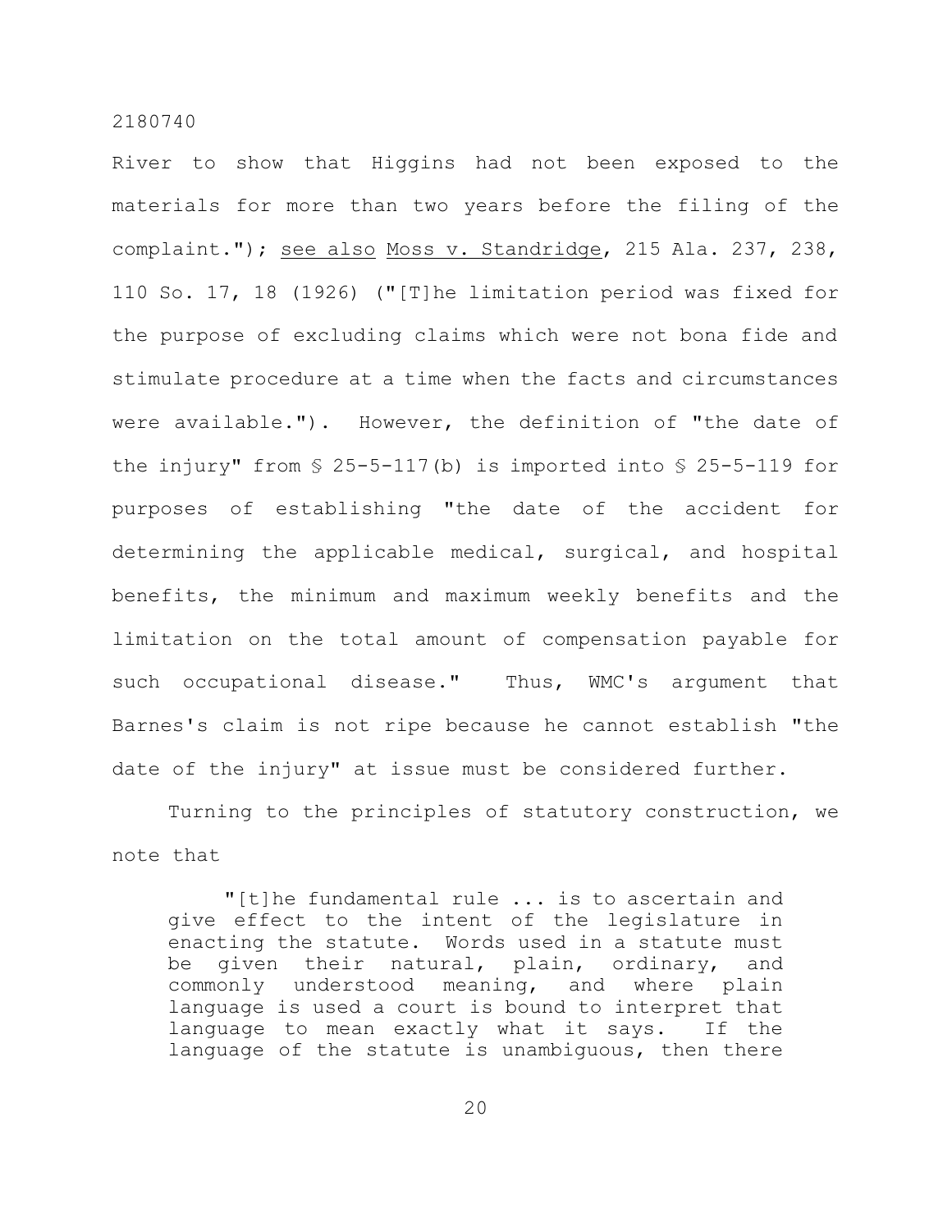River to show that Higgins had not been exposed to the materials for more than two years before the filing of the complaint."); see also Moss v. Standridge, 215 Ala. 237, 238, 110 So. 17, 18 (1926) ("[T]he limitation period was fixed for the purpose of excluding claims which were not bona fide and stimulate procedure at a time when the facts and circumstances were available."). However, the definition of "the date of the injury" from § 25-5-117(b) is imported into § 25-5-119 for purposes of establishing "the date of the accident for determining the applicable medical, surgical, and hospital benefits, the minimum and maximum weekly benefits and the limitation on the total amount of compensation payable for such occupational disease." Thus, WMC's argument that Barnes's claim is not ripe because he cannot establish "the date of the injury" at issue must be considered further.

Turning to the principles of statutory construction, we note that

> "[t]he fundamental rule ... is to ascertain and give effect to the intent of the legislature in enacting the statute. Words used in a statute must be given their natural, plain, ordinary, and commonly understood meaning, and where plain language is used a court is bound to interpret that language to mean exactly what it says. If the language of the statute is unambiguous, then there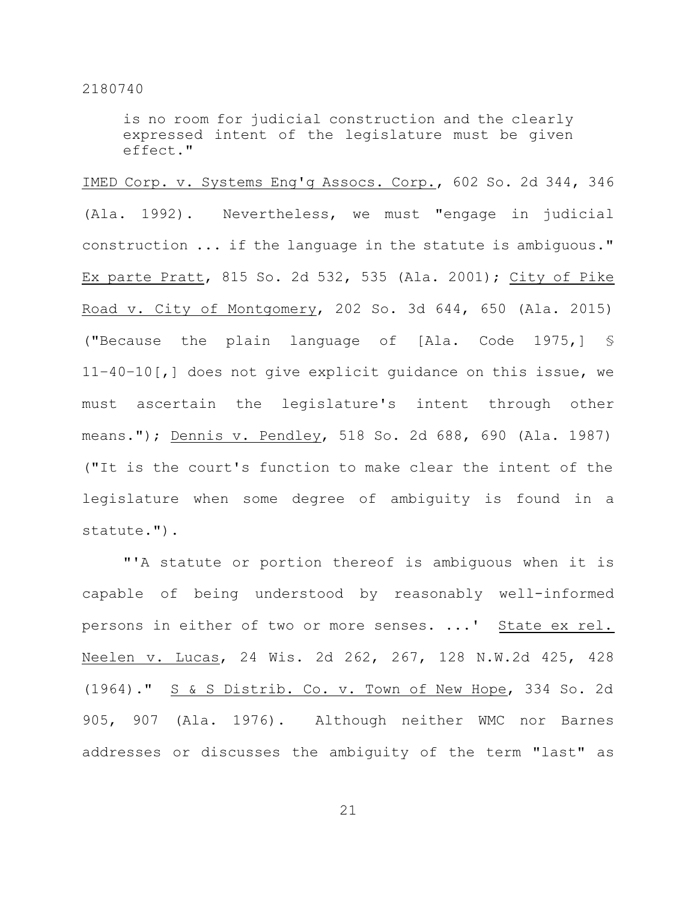is no room for judicial construction and the clearly expressed intent of the legislature must be given effect."

IMED Corp. v. Systems Eng'g Assocs. Corp., 602 So. 2d 344, 346 (Ala. 1992). Nevertheless, we must "engage in judicial construction ... if the language in the statute is ambiguous." Ex parte Pratt, 815 So. 2d 532, 535 (Ala. 2001); City of Pike Road v. City of Montgomery, 202 So. 3d 644, 650 (Ala. 2015) ("Because the plain language of [Ala. Code 1975,] § 11-40-10[,] does not give explicit guidance on this issue, we must ascertain the legislature's intent through other means."); Dennis v. Pendley, 518 So. 2d 688, 690 (Ala. 1987) ("It is the court's function to make clear the intent of the legislature when some degree of ambiguity is found in a statute.").

"'A statute or portion thereof is ambiguous when it is capable of being understood by reasonably well-informed persons in either of two or more senses. ...' State ex rel. Neelen v. Lucas, 24 Wis. 2d 262, 267, 128 N.W.2d 425, 428 (1964)." S & S Distrib. Co. v. Town of New Hope, 334 So. 2d 905, 907 (Ala. 1976). Although neither WMC nor Barnes addresses or discusses the ambiguity of the term "last" as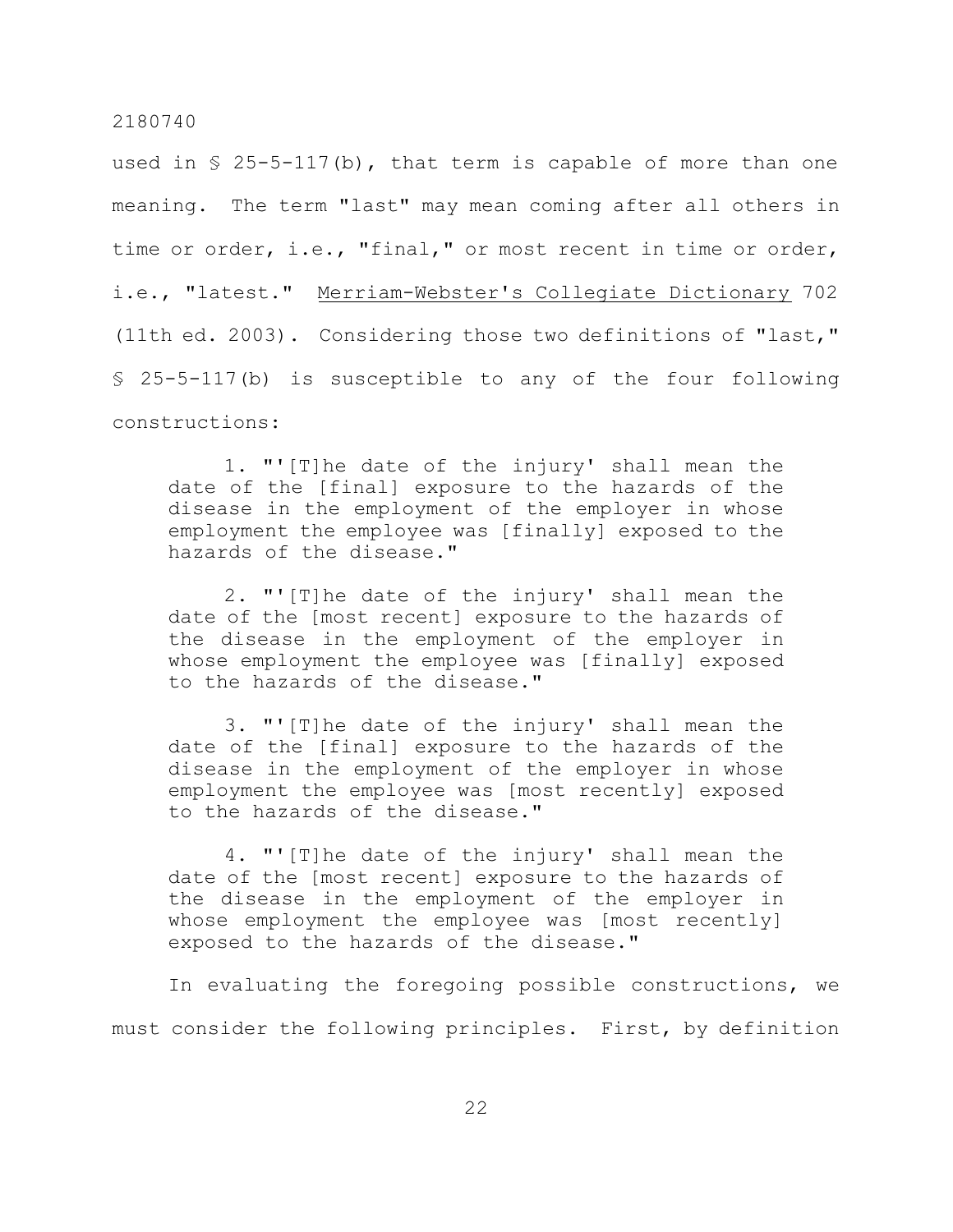used in § 25-5-117(b), that term is capable of more than one meaning. The term "last" may mean coming after all others in time or order, i.e., "final," or most recent in time or order, i.e., "latest." Merriam-Webster's Collegiate Dictionary 702 (11th ed. 2003). Considering those two definitions of "last," § 25-5-117(b) is susceptible to any of the four following constructions:

> 1. "'[T]he date of the injury' shall mean the date of the [final] exposure to the hazards of the disease in the employment of the employer in whose employment the employee was [finally] exposed to the hazards of the disease."
>
> 2. "'[T]he date of the injury' shall mean the date of the [most recent] exposure to the hazards of the disease in the employment of the employer in whose employment the employee was [finally] exposed to the hazards of the disease."
>
> 3. "'[T]he date of the injury' shall mean the date of the [final] exposure to the hazards of the disease in the employment of the employer in whose employment the employee was [most recently] exposed to the hazards of the disease."
>
> 4. "'[T]he date of the injury' shall mean the date of the [most recent] exposure to the hazards of the disease in the employment of the employer in whose employment the employee was [most recently] exposed to the hazards of the disease."

In evaluating the foregoing possible constructions, we must consider the following principles. First, by definition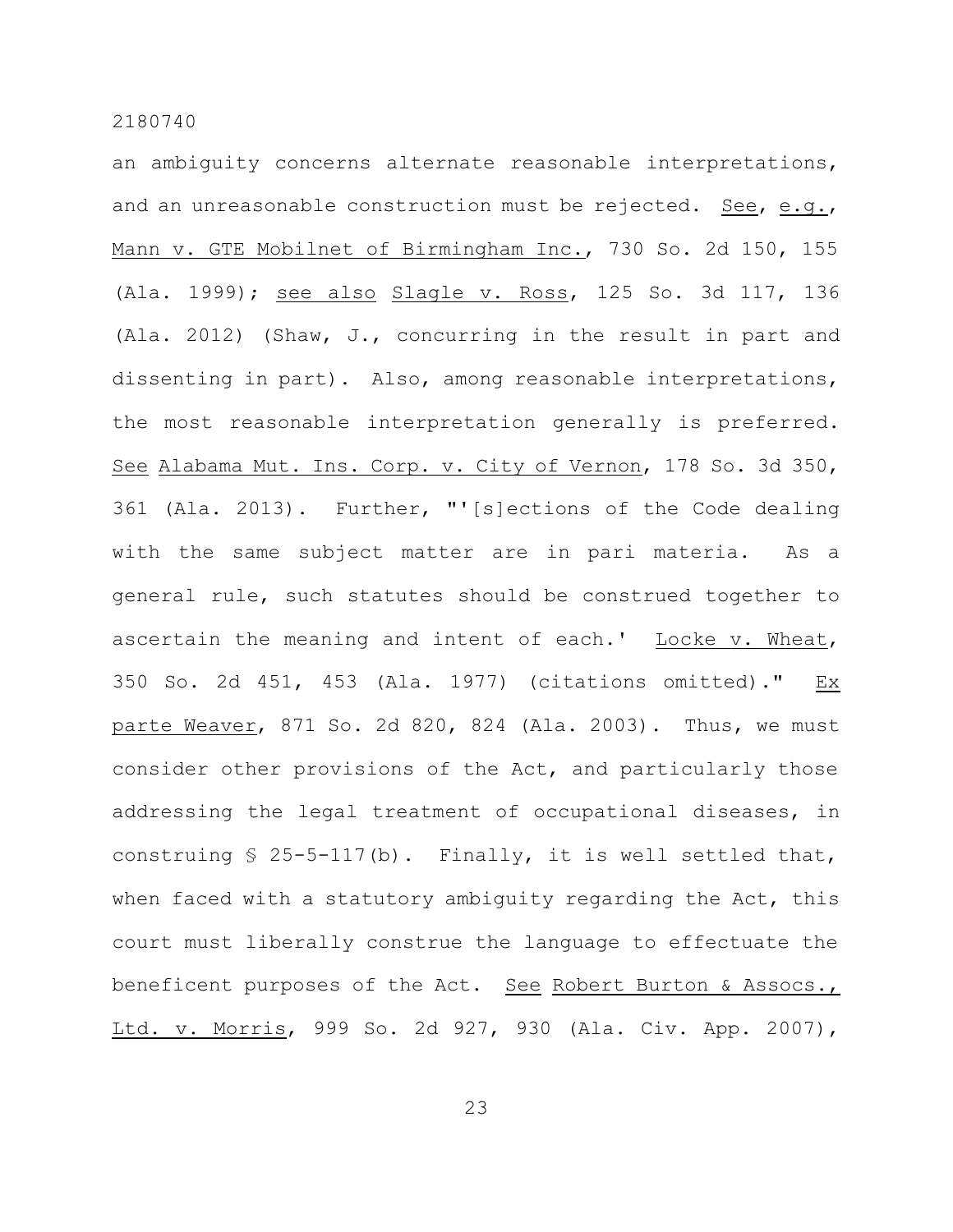an ambiguity concerns alternate reasonable interpretations, and an unreasonable construction must be rejected. See, e.g., Mann v. GTE Mobilnet of Birmingham Inc., 730 So. 2d 150, 155 (Ala. 1999); see also Slagle v. Ross, 125 So. 3d 117, 136 (Ala. 2012) (Shaw, J., concurring in the result in part and dissenting in part). Also, among reasonable interpretations, the most reasonable interpretation generally is preferred. See Alabama Mut. Ins. Corp. v. City of Vernon, 178 So. 3d 350, 361 (Ala. 2013). Further, "'[s]ections of the Code dealing with the same subject matter are in pari materia. As a general rule, such statutes should be construed together to ascertain the meaning and intent of each.' Locke v. Wheat, 350 So. 2d 451, 453 (Ala. 1977) (citations omitted)." Ex parte Weaver, 871 So. 2d 820, 824 (Ala. 2003). Thus, we must consider other provisions of the Act, and particularly those addressing the legal treatment of occupational diseases, in construing § 25-5-117(b). Finally, it is well settled that, when faced with a statutory ambiguity regarding the Act, this court must liberally construe the language to effectuate the beneficent purposes of the Act. See Robert Burton & Assocs., Ltd. v. Morris, 999 So. 2d 927, 930 (Ala. Civ. App. 2007),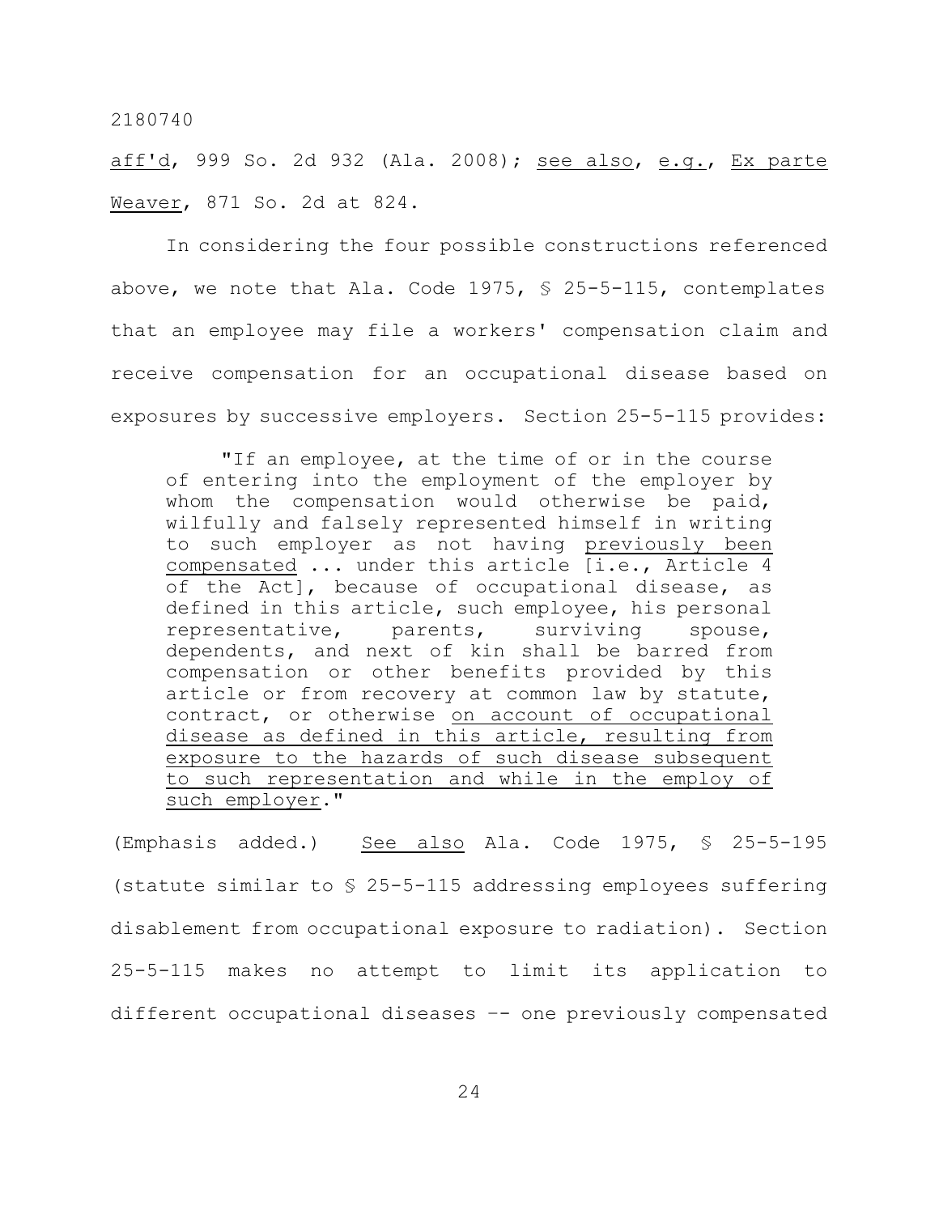aff'd, 999 So. 2d 932 (Ala. 2008); see also, e.g., Ex parte Weaver, 871 So. 2d at 824.

In considering the four possible constructions referenced above, we note that Ala. Code 1975, § 25-5-115, contemplates that an employee may file a workers' compensation claim and receive compensation for an occupational disease based on exposures by successive employers. Section 25-5-115 provides:

> "If an employee, at the time of or in the course of entering into the employment of the employer by whom the compensation would otherwise be paid, wilfully and falsely represented himself in writing to such employer as not having previously been compensated ... under this article [i.e., Article 4 of the Act], because of occupational disease, as defined in this article, such employee, his personal representative, parents, surviving spouse, dependents, and next of kin shall be barred from compensation or other benefits provided by this article or from recovery at common law by statute, contract, or otherwise on account of occupational disease as defined in this article, resulting from exposure to the hazards of such disease subsequent to such representation and while in the employ of such employer."

(Emphasis added.) See also Ala. Code 1975, § 25-5-195 (statute similar to § 25-5-115 addressing employees suffering disablement from occupational exposure to radiation). Section 25-5-115 makes no attempt to limit its application to different occupational diseases -- one previously compensated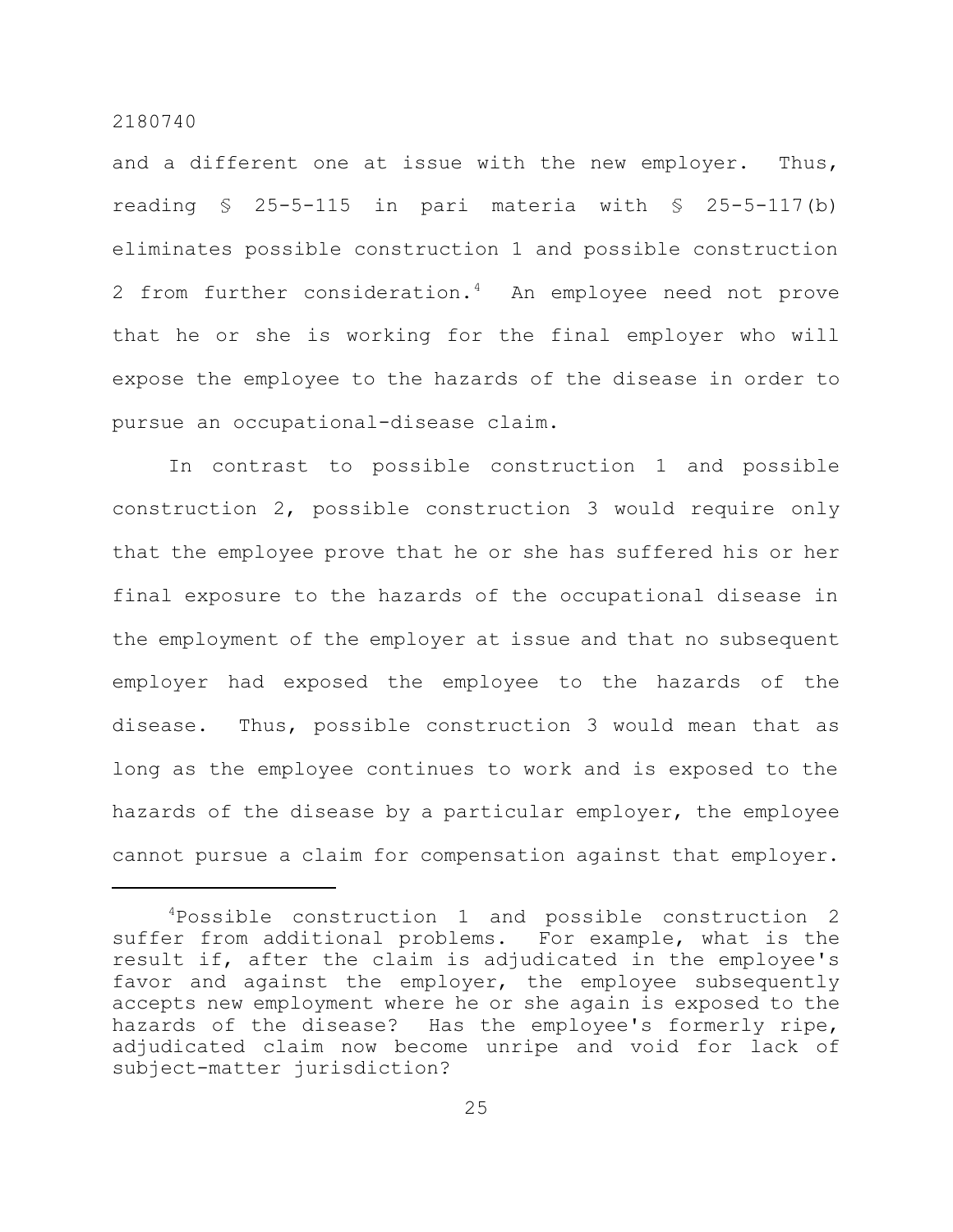and a different one at issue with the new employer. Thus, reading § 25-5-115 in pari materia with § 25-5-117(b) eliminates possible construction 1 and possible construction 2 from further consideration.[4] An employee need not prove that he or she is working for the final employer who will expose the employee to the hazards of the disease in order to pursue an occupational-disease claim.

In contrast to possible construction 1 and possible construction 2, possible construction 3 would require only that the employee prove that he or she has suffered his or her final exposure to the hazards of the occupational disease in the employment of the employer at issue and that no subsequent employer had exposed the employee to the hazards of the disease. Thus, possible construction 3 would mean that as long as the employee continues to work and is exposed to the hazards of the disease by a particular employer, the employee cannot pursue a claim for compensation against that employer.

---

[4]Possible construction 1 and possible construction 2 suffer from additional problems. For example, what is the result if, after the claim is adjudicated in the employee's favor and against the employer, the employee subsequently accepts new employment where he or she again is exposed to the hazards of the disease? Has the employee's formerly ripe, adjudicated claim now become unripe and void for lack of subject-matter jurisdiction?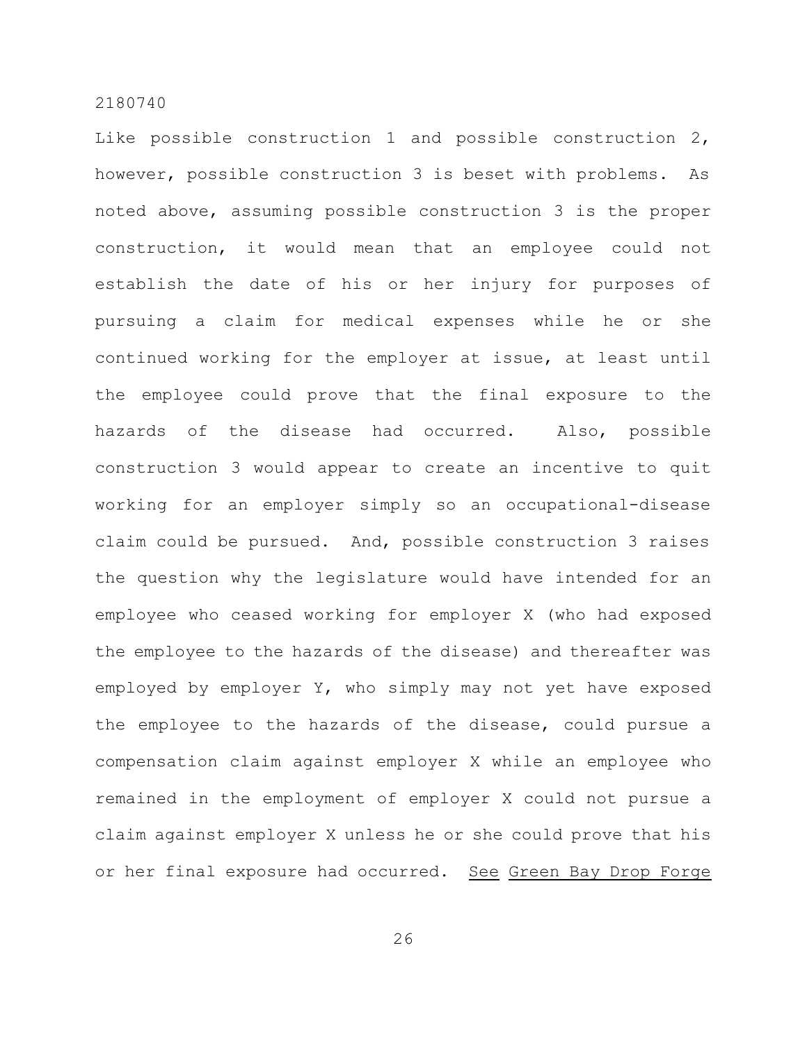Like possible construction 1 and possible construction 2, however, possible construction 3 is beset with problems. As noted above, assuming possible construction 3 is the proper construction, it would mean that an employee could not establish the date of his or her injury for purposes of pursuing a claim for medical expenses while he or she continued working for the employer at issue, at least until the employee could prove that the final exposure to the hazards of the disease had occurred. Also, possible construction 3 would appear to create an incentive to quit working for an employer simply so an occupational-disease claim could be pursued. And, possible construction 3 raises the question why the legislature would have intended for an employee who ceased working for employer X (who had exposed the employee to the hazards of the disease) and thereafter was employed by employer Y, who simply may not yet have exposed the employee to the hazards of the disease, could pursue a compensation claim against employer X while an employee who remained in the employment of employer X could not pursue a claim against employer X unless he or she could prove that his or her final exposure had occurred. See Green Bay Drop Forge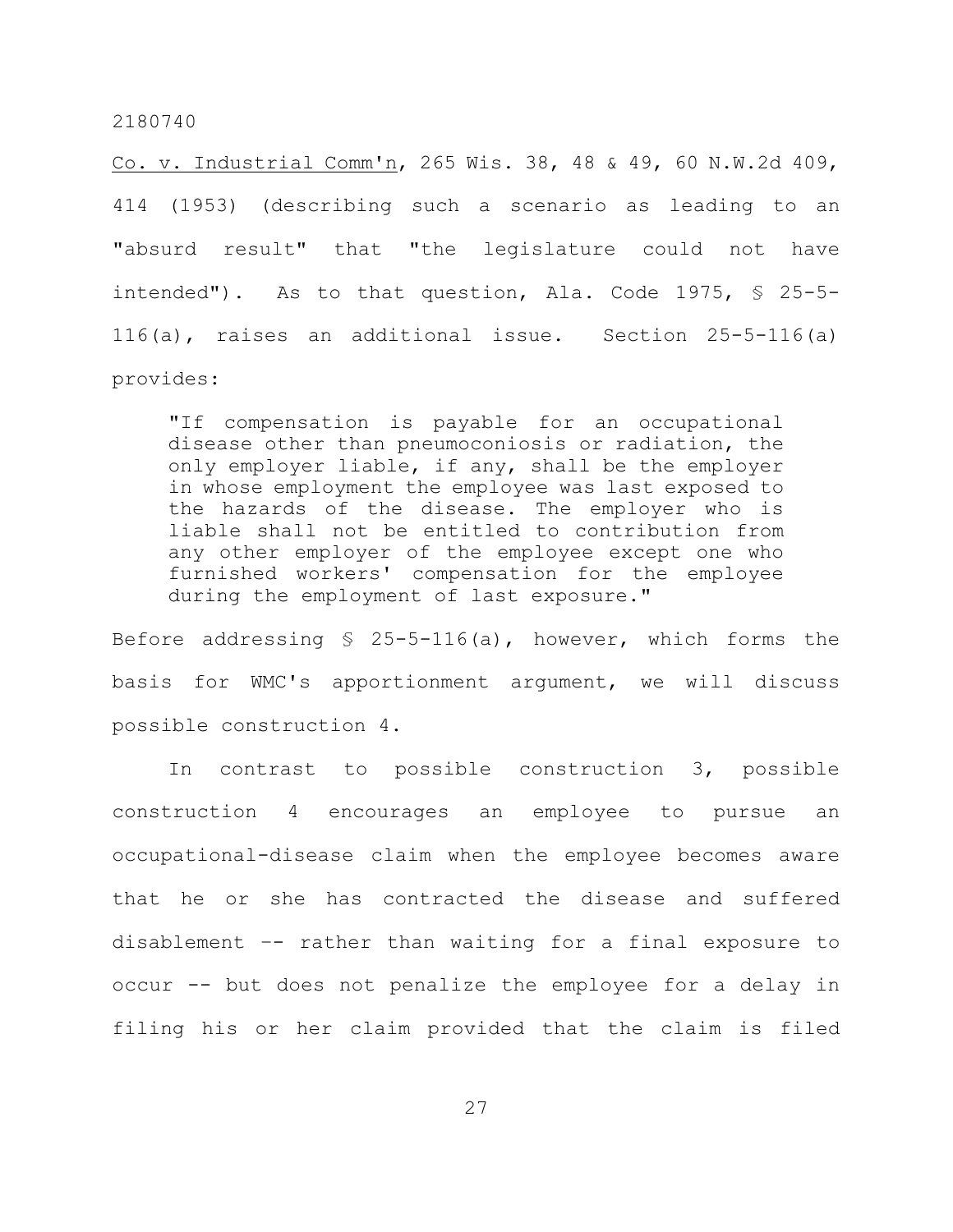Co. v. Industrial Comm'n, 265 Wis. 38, 48 & 49, 60 N.W.2d 409, 414 (1953) (describing such a scenario as leading to an "absurd result" that "the legislature could not have intended"). As to that question, Ala. Code 1975, § 25-5-116(a), raises an additional issue. Section 25-5-116(a) provides:

> "If compensation is payable for an occupational disease other than pneumoconiosis or radiation, the only employer liable, if any, shall be the employer in whose employment the employee was last exposed to the hazards of the disease. The employer who is liable shall not be entitled to contribution from any other employer of the employee except one who furnished workers' compensation for the employee during the employment of last exposure."

Before addressing § 25-5-116(a), however, which forms the basis for WMC's apportionment argument, we will discuss possible construction 4.

In contrast to possible construction 3, possible construction 4 encourages an employee to pursue an occupational-disease claim when the employee becomes aware that he or she has contracted the disease and suffered disablement -- rather than waiting for a final exposure to occur -- but does not penalize the employee for a delay in filing his or her claim provided that the claim is filed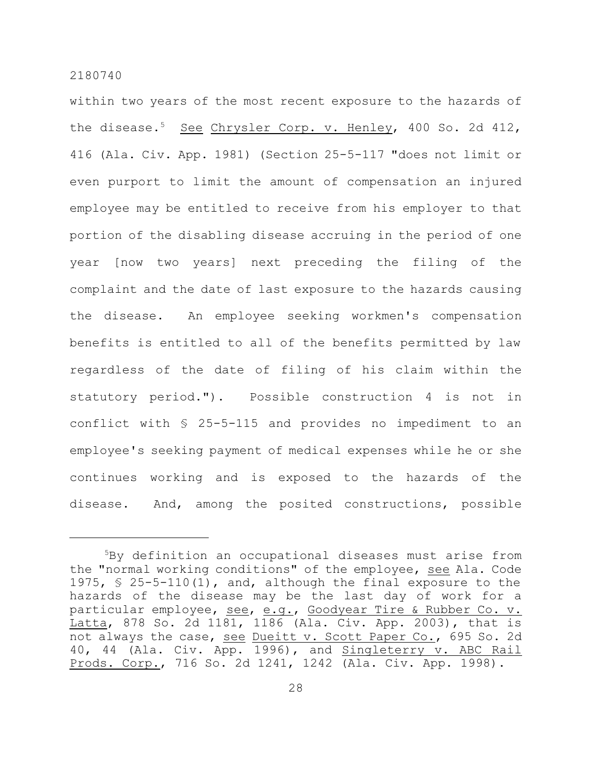within two years of the most recent exposure to the hazards of the disease.[5] See Chrysler Corp. v. Henley, 400 So. 2d 412, 416 (Ala. Civ. App. 1981) (Section 25-5-117 "does not limit or even purport to limit the amount of compensation an injured employee may be entitled to receive from his employer to that portion of the disabling disease accruing in the period of one year [now two years] next preceding the filing of the complaint and the date of last exposure to the hazards causing the disease. An employee seeking workmen's compensation benefits is entitled to all of the benefits permitted by law regardless of the date of filing of his claim within the statutory period."). Possible construction 4 is not in conflict with § 25-5-115 and provides no impediment to an employee's seeking payment of medical expenses while he or she continues working and is exposed to the hazards of the disease. And, among the posited constructions, possible

---

[5]By definition an occupational diseases must arise from the "normal working conditions" of the employee, see Ala. Code 1975, § 25-5-110(1), and, although the final exposure to the hazards of the disease may be the last day of work for a particular employee, see, e.g., Goodyear Tire & Rubber Co. v. Latta, 878 So. 2d 1181, 1186 (Ala. Civ. App. 2003), that is not always the case, see Dueitt v. Scott Paper Co., 695 So. 2d 40, 44 (Ala. Civ. App. 1996), and Singleterry v. ABC Rail Prods. Corp., 716 So. 2d 1241, 1242 (Ala. Civ. App. 1998).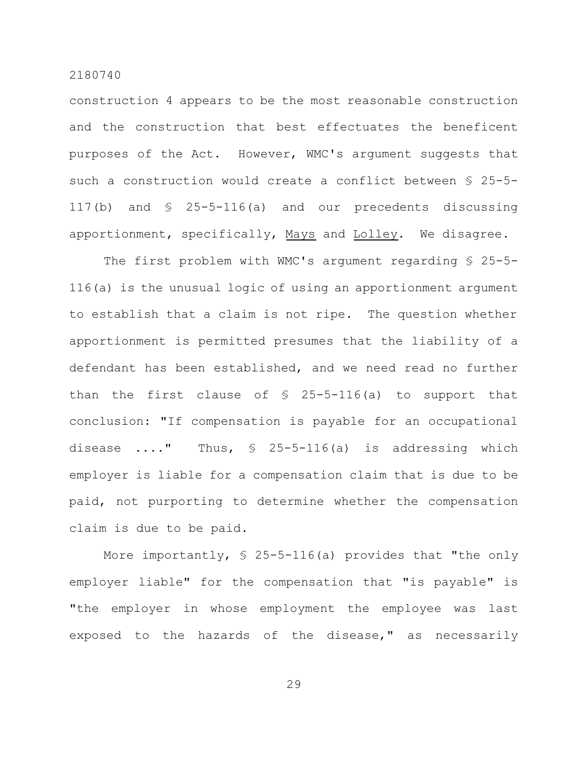construction 4 appears to be the most reasonable construction and the construction that best effectuates the beneficent purposes of the Act. However, WMC's argument suggests that such a construction would create a conflict between § 25-5-117(b) and § 25-5-116(a) and our precedents discussing apportionment, specifically, Mays and Lolley. We disagree.

The first problem with WMC's argument regarding § 25-5-116(a) is the unusual logic of using an apportionment argument to establish that a claim is not ripe. The question whether apportionment is permitted presumes that the liability of a defendant has been established, and we need read no further than the first clause of § 25-5-116(a) to support that conclusion: "If compensation is payable for an occupational disease ...." Thus, § 25-5-116(a) is addressing which employer is liable for a compensation claim that is due to be paid, not purporting to determine whether the compensation claim is due to be paid.

More importantly, § 25-5-116(a) provides that "the only employer liable" for the compensation that "is payable" is "the employer in whose employment the employee was last exposed to the hazards of the disease," as necessarily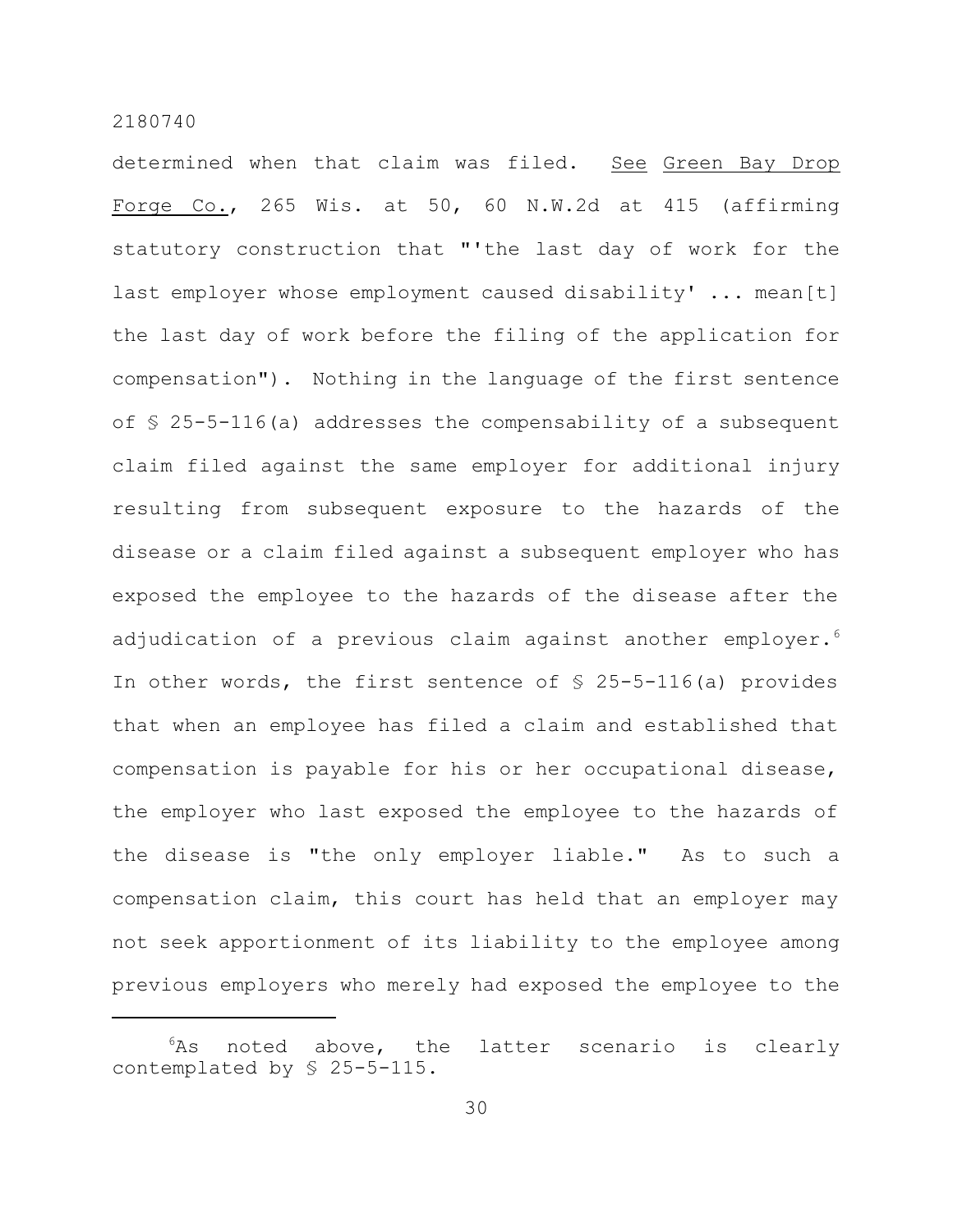determined when that claim was filed. See Green Bay Drop Forge Co., 265 Wis. at 50, 60 N.W.2d at 415 (affirming statutory construction that "'the last day of work for the last employer whose employment caused disability' ... mean[t] the last day of work before the filing of the application for compensation"). Nothing in the language of the first sentence of § 25-5-116(a) addresses the compensability of a subsequent claim filed against the same employer for additional injury resulting from subsequent exposure to the hazards of the disease or a claim filed against a subsequent employer who has exposed the employee to the hazards of the disease after the adjudication of a previous claim against another employer.[6] In other words, the first sentence of § 25-5-116(a) provides that when an employee has filed a claim and established that compensation is payable for his or her occupational disease, the employer who last exposed the employee to the hazards of the disease is "the only employer liable." As to such a compensation claim, this court has held that an employer may not seek apportionment of its liability to the employee among previous employers who merely had exposed the employee to the

[6] As noted above, the latter scenario is clearly contemplated by § 25-5-115.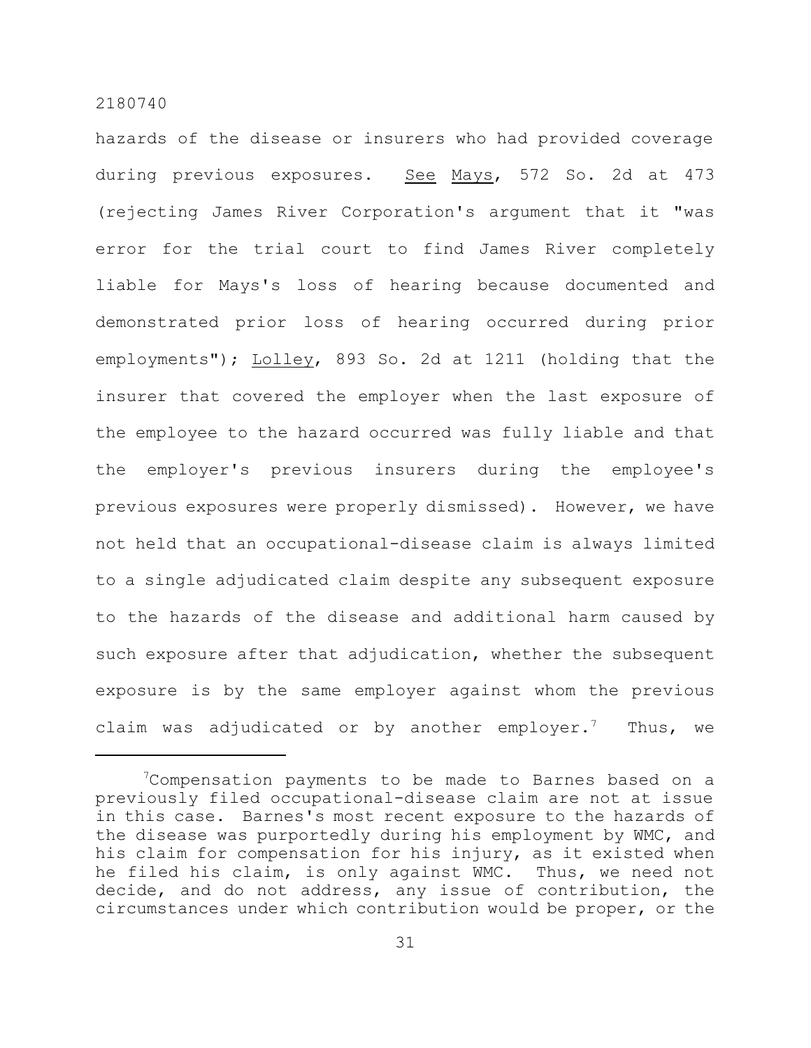hazards of the disease or insurers who had provided coverage during previous exposures. _See_ _Mays_, 572 So. 2d at 473 (rejecting James River Corporation's argument that it "was error for the trial court to find James River completely liable for Mays's loss of hearing because documented and demonstrated prior loss of hearing occurred during prior employments"); _Lolley_, 893 So. 2d at 1211 (holding that the insurer that covered the employer when the last exposure of the employee to the hazard occurred was fully liable and that the employer's previous insurers during the employee's previous exposures were properly dismissed). However, we have not held that an occupational-disease claim is always limited to a single adjudicated claim despite any subsequent exposure to the hazards of the disease and additional harm caused by such exposure after that adjudication, whether the subsequent exposure is by the same employer against whom the previous claim was adjudicated or by another employer.[7] Thus, we

[7]Compensation payments to be made to Barnes based on a previously filed occupational-disease claim are not at issue in this case. Barnes's most recent exposure to the hazards of the disease was purportedly during his employment by WMC, and his claim for compensation for his injury, as it existed when he filed his claim, is only against WMC. Thus, we need not decide, and do not address, any issue of contribution, the circumstances under which contribution would be proper, or the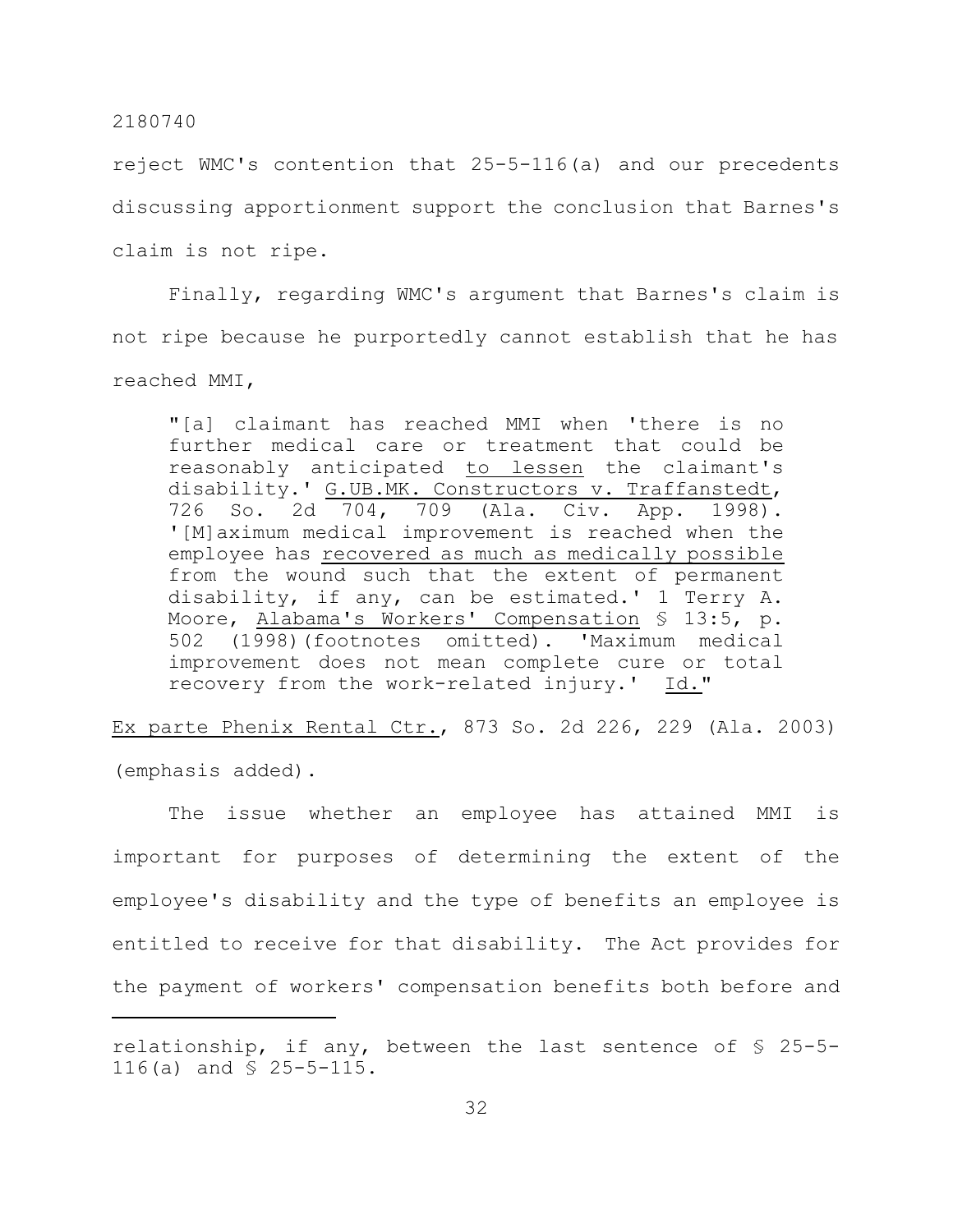reject WMC's contention that 25-5-116(a) and our precedents discussing apportionment support the conclusion that Barnes's claim is not ripe.

Finally, regarding WMC's argument that Barnes's claim is not ripe because he purportedly cannot establish that he has reached MMI,

> "[a] claimant has reached MMI when 'there is no further medical care or treatment that could be reasonably anticipated <u>to lessen</u> the claimant's disability.' <u>G.UB.MK. Constructors v. Traffanstedt</u>, 726 So. 2d 704, 709 (Ala. Civ. App. 1998). '[M]aximum medical improvement is reached when the employee has <u>recovered as much as medically possible</u> from the wound such that the extent of permanent disability, if any, can be estimated.' 1 Terry A. Moore, <u>Alabama's Workers' Compensation</u> § 13:5, p. 502 (1998)(footnotes omitted). 'Maximum medical improvement does not mean complete cure or total recovery from the work-related injury.' <u>Id.</u>"

<u>Ex parte Phenix Rental Ctr.</u>, 873 So. 2d 226, 229 (Ala. 2003) (emphasis added).

The issue whether an employee has attained MMI is important for purposes of determining the extent of the employee's disability and the type of benefits an employee is entitled to receive for that disability. The Act provides for the payment of workers' compensation benefits both before and

---

relationship, if any, between the last sentence of § 25-5-116(a) and § 25-5-115.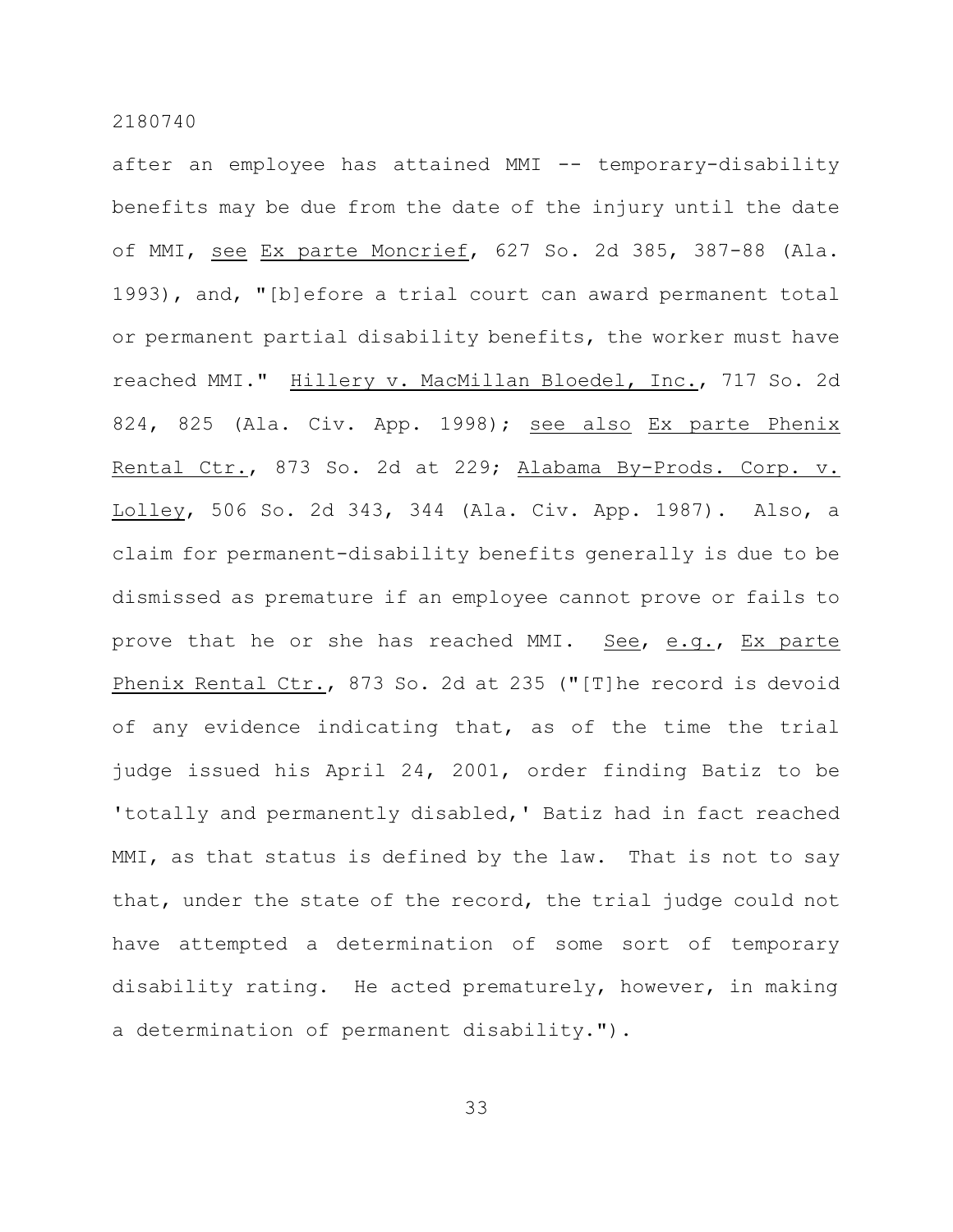after an employee has attained MMI -- temporary-disability benefits may be due from the date of the injury until the date of MMI, see Ex parte Moncrief, 627 So. 2d 385, 387-88 (Ala. 1993), and, "[b]efore a trial court can award permanent total or permanent partial disability benefits, the worker must have reached MMI." Hillery v. MacMillan Bloedel, Inc., 717 So. 2d 824, 825 (Ala. Civ. App. 1998); see also Ex parte Phenix Rental Ctr., 873 So. 2d at 229; Alabama By-Prods. Corp. v. Lolley, 506 So. 2d 343, 344 (Ala. Civ. App. 1987). Also, a claim for permanent-disability benefits generally is due to be dismissed as premature if an employee cannot prove or fails to prove that he or she has reached MMI. See, e.g., Ex parte Phenix Rental Ctr., 873 So. 2d at 235 ("[T]he record is devoid of any evidence indicating that, as of the time the trial judge issued his April 24, 2001, order finding Batiz to be 'totally and permanently disabled,' Batiz had in fact reached MMI, as that status is defined by the law. That is not to say that, under the state of the record, the trial judge could not have attempted a determination of some sort of temporary disability rating. He acted prematurely, however, in making a determination of permanent disability.").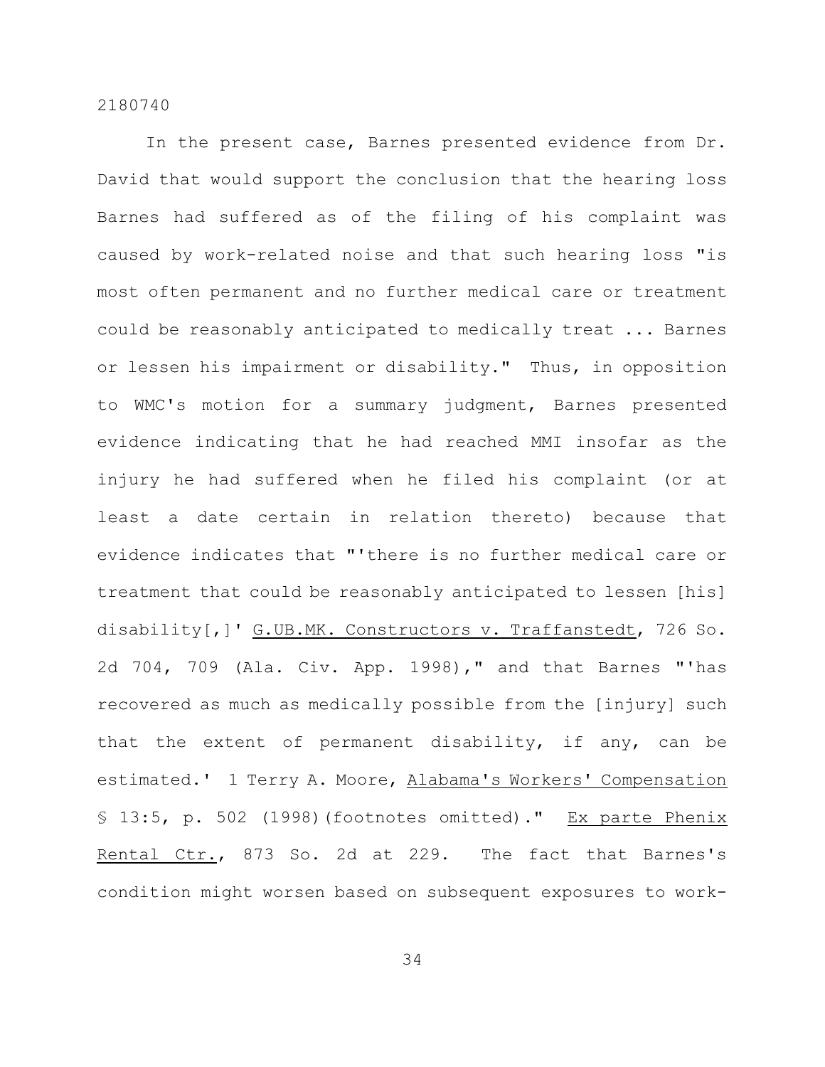In the present case, Barnes presented evidence from Dr. David that would support the conclusion that the hearing loss Barnes had suffered as of the filing of his complaint was caused by work-related noise and that such hearing loss "is most often permanent and no further medical care or treatment could be reasonably anticipated to medically treat ... Barnes or lessen his impairment or disability." Thus, in opposition to WMC's motion for a summary judgment, Barnes presented evidence indicating that he had reached MMI insofar as the injury he had suffered when he filed his complaint (or at least a date certain in relation thereto) because that evidence indicates that "'there is no further medical care or treatment that could be reasonably anticipated to lessen [his] disability[,]' G.UB.MK. Constructors v. Traffanstedt, 726 So. 2d 704, 709 (Ala. Civ. App. 1998)," and that Barnes "'has recovered as much as medically possible from the [injury] such that the extent of permanent disability, if any, can be estimated.' 1 Terry A. Moore, Alabama's Workers' Compensation § 13:5, p. 502 (1998)(footnotes omitted)." Ex parte Phenix Rental Ctr., 873 So. 2d at 229. The fact that Barnes's condition might worsen based on subsequent exposures to work-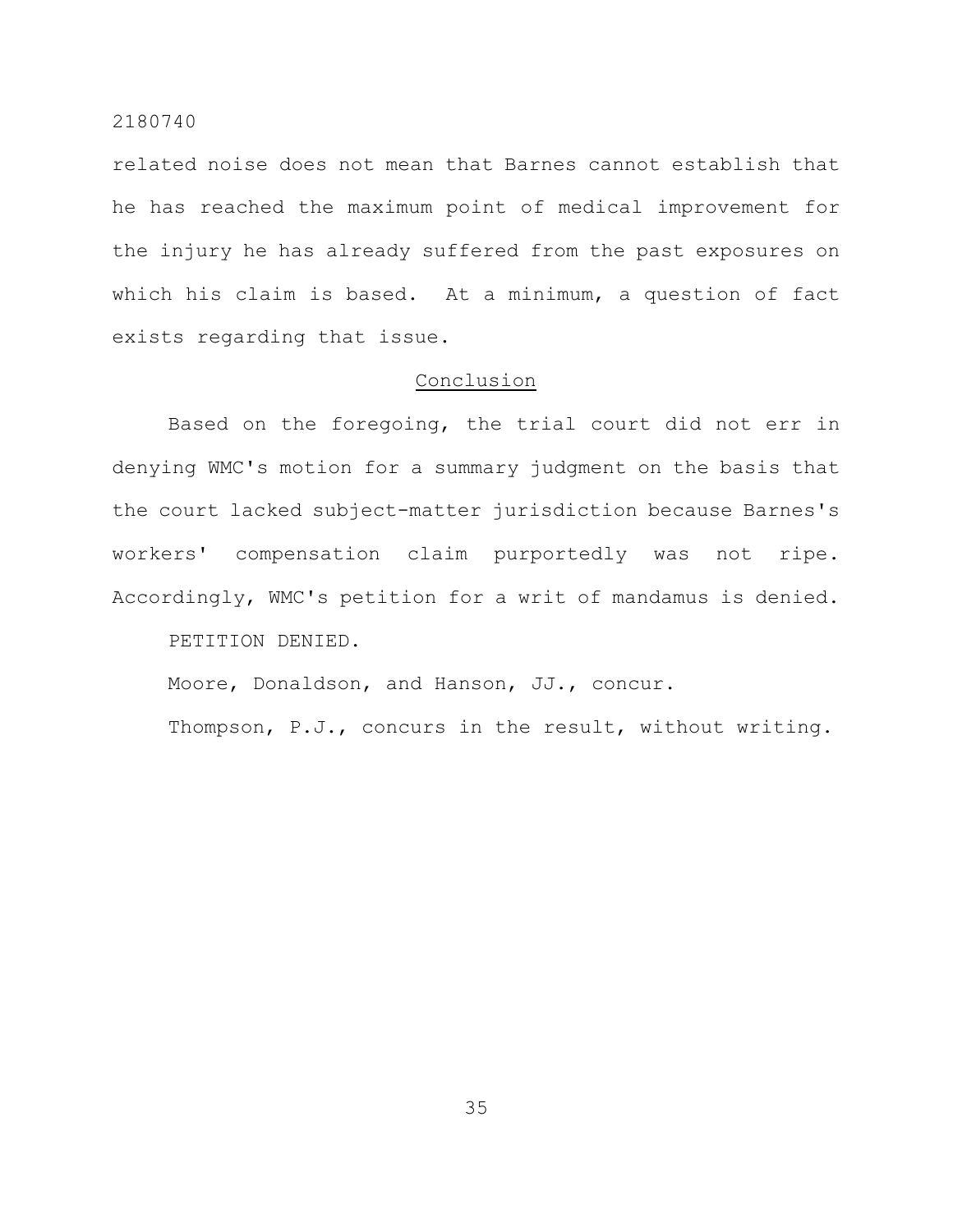related noise does not mean that Barnes cannot establish that he has reached the maximum point of medical improvement for the injury he has already suffered from the past exposures on which his claim is based. At a minimum, a question of fact exists regarding that issue.

## Conclusion

Based on the foregoing, the trial court did not err in denying WMC's motion for a summary judgment on the basis that the court lacked subject-matter jurisdiction because Barnes's workers' compensation claim purportedly was not ripe. Accordingly, WMC's petition for a writ of mandamus is denied.

PETITION DENIED.

Moore, Donaldson, and Hanson, JJ., concur.

Thompson, P.J., concurs in the result, without writing.